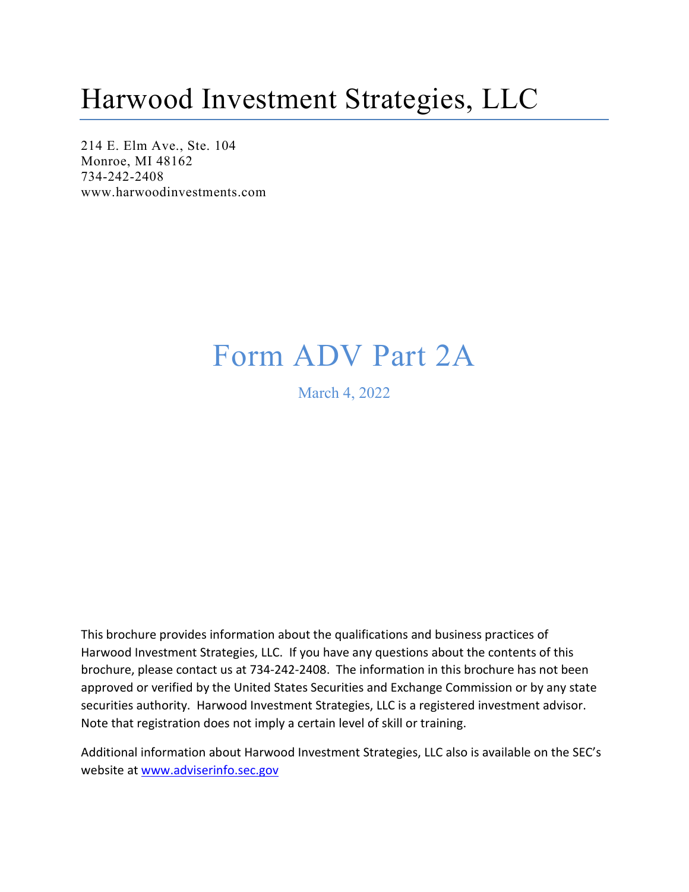# Harwood Investment Strategies, LLC

214 E. Elm Ave., Ste. 104
Monroe, MI 48162
734-242-2408
www.harwoodinvestments.com

## Form ADV Part 2A

March 4, 2022

This brochure provides information about the qualifications and business practices of Harwood Investment Strategies, LLC. If you have any questions about the contents of this brochure, please contact us at 734-242-2408. The information in this brochure has not been approved or verified by the United States Securities and Exchange Commission or by any state securities authority. Harwood Investment Strategies, LLC is a registered investment advisor. Note that registration does not imply a certain level of skill or training.

Additional information about Harwood Investment Strategies, LLC also is available on the SEC's website at www.adviserinfo.sec.gov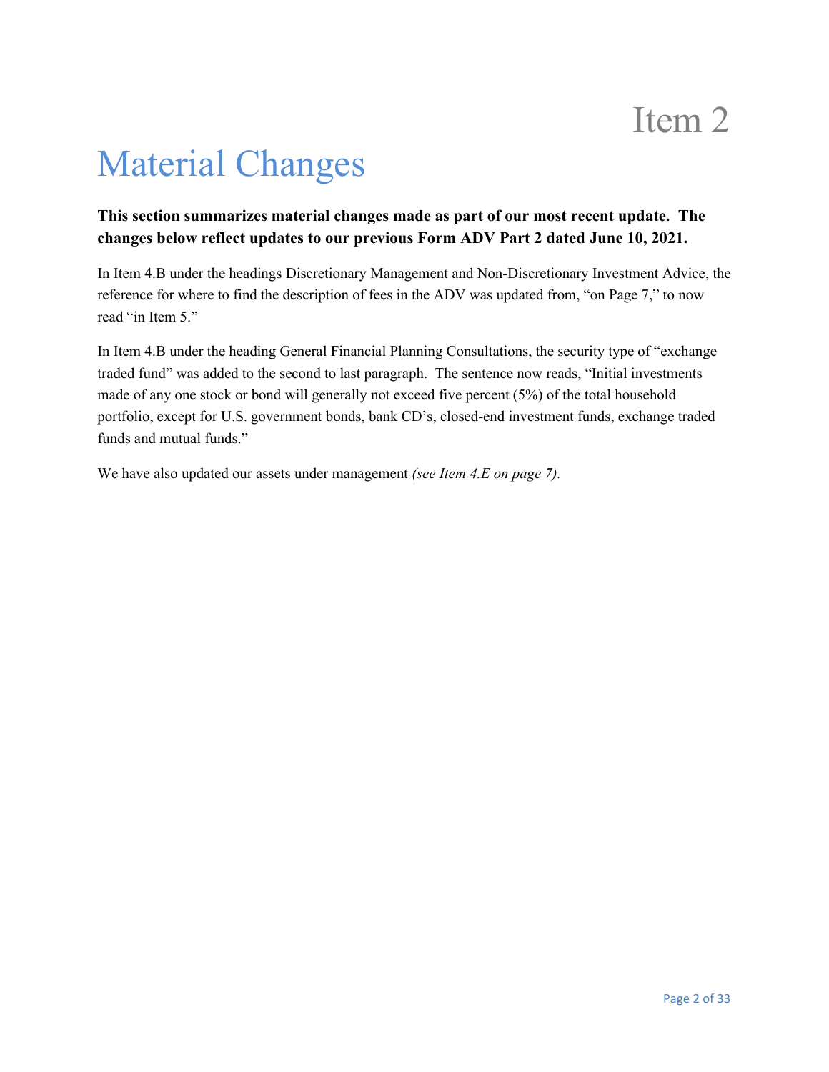# Item 2

# Material Changes

**This section summarizes material changes made as part of our most recent update. The changes below reflect updates to our previous Form ADV Part 2 dated June 10, 2021.**

In Item 4.B under the headings Discretionary Management and Non-Discretionary Investment Advice, the reference for where to find the description of fees in the ADV was updated from, "on Page 7," to now read "in Item 5."

In Item 4.B under the heading General Financial Planning Consultations, the security type of "exchange traded fund" was added to the second to last paragraph. The sentence now reads, "Initial investments made of any one stock or bond will generally not exceed five percent (5%) of the total household portfolio, except for U.S. government bonds, bank CD's, closed-end investment funds, exchange traded funds and mutual funds."

We have also updated our assets under management *(see Item 4.E on page 7).*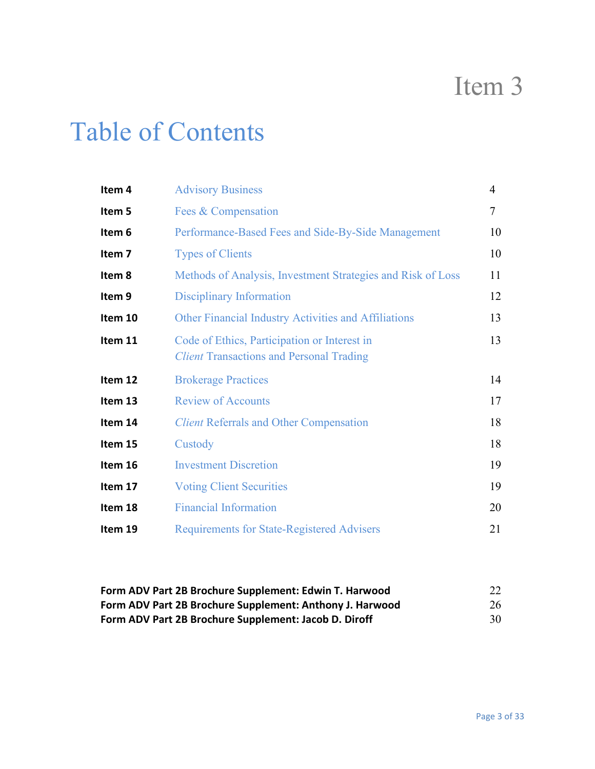# Item 3

## Table of Contents

| | | |
|---|---|---|
| **Item 4** | Advisory Business | 4 |
| **Item 5** | Fees & Compensation | 7 |
| **Item 6** | Performance-Based Fees and Side-By-Side Management | 10 |
| **Item 7** | Types of Clients | 10 |
| **Item 8** | Methods of Analysis, Investment Strategies and Risk of Loss | 11 |
| **Item 9** | Disciplinary Information | 12 |
| **Item 10** | Other Financial Industry Activities and Affiliations | 13 |
| **Item 11** | Code of Ethics, Participation or Interest in *Client* Transactions and Personal Trading | 13 |
| **Item 12** | Brokerage Practices | 14 |
| **Item 13** | Review of Accounts | 17 |
| **Item 14** | *Client* Referrals and Other Compensation | 18 |
| **Item 15** | Custody | 18 |
| **Item 16** | Investment Discretion | 19 |
| **Item 17** | Voting Client Securities | 19 |
| **Item 18** | Financial Information | 20 |
| **Item 19** | Requirements for State-Registered Advisers | 21 |

| | |
|---|---|
| **Form ADV Part 2B Brochure Supplement: Edwin T. Harwood** | 22 |
| **Form ADV Part 2B Brochure Supplement: Anthony J. Harwood** | 26 |
| **Form ADV Part 2B Brochure Supplement: Jacob D. Diroff** | 30 |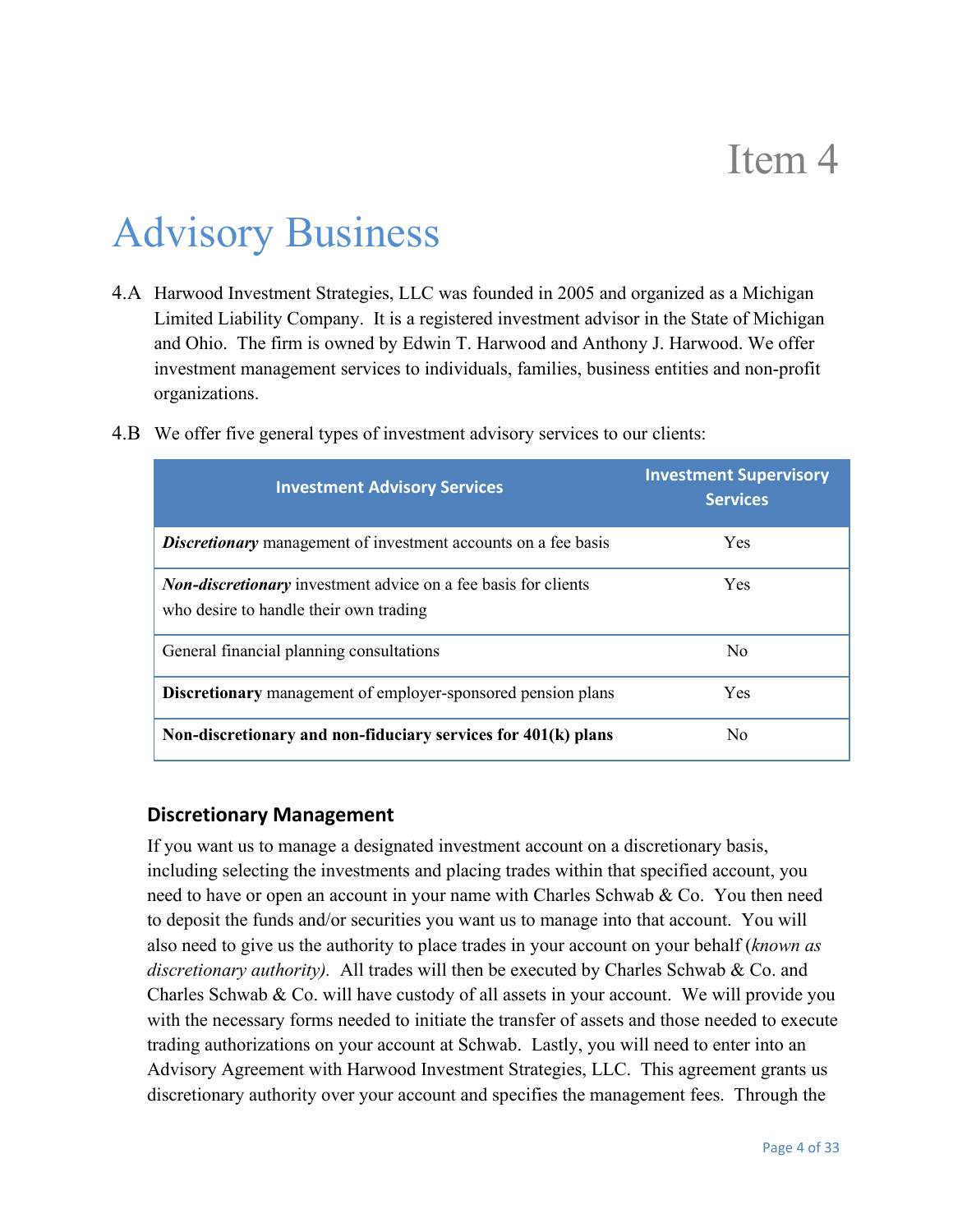# Item 4

# Advisory Business

4.A Harwood Investment Strategies, LLC was founded in 2005 and organized as a Michigan Limited Liability Company. It is a registered investment advisor in the State of Michigan and Ohio. The firm is owned by Edwin T. Harwood and Anthony J. Harwood. We offer investment management services to individuals, families, business entities and non-profit organizations.

4.B We offer five general types of investment advisory services to our clients:

| Investment Advisory Services | Investment Supervisory Services |
| --- | --- |
| ***Discretionary*** management of investment accounts on a fee basis | Yes |
| ***Non-discretionary*** investment advice on a fee basis for clients who desire to handle their own trading | Yes |
| General financial planning consultations | No |
| **Discretionary** management of employer-sponsored pension plans | Yes |
| **Non-discretionary and non-fiduciary services for 401(k) plans** | No |

### Discretionary Management

If you want us to manage a designated investment account on a discretionary basis, including selecting the investments and placing trades within that specified account, you need to have or open an account in your name with Charles Schwab & Co. You then need to deposit the funds and/or securities you want us to manage into that account. You will also need to give us the authority to place trades in your account on your behalf (*known as discretionary authority).* All trades will then be executed by Charles Schwab & Co. and Charles Schwab & Co. will have custody of all assets in your account. We will provide you with the necessary forms needed to initiate the transfer of assets and those needed to execute trading authorizations on your account at Schwab. Lastly, you will need to enter into an Advisory Agreement with Harwood Investment Strategies, LLC. This agreement grants us discretionary authority over your account and specifies the management fees. Through the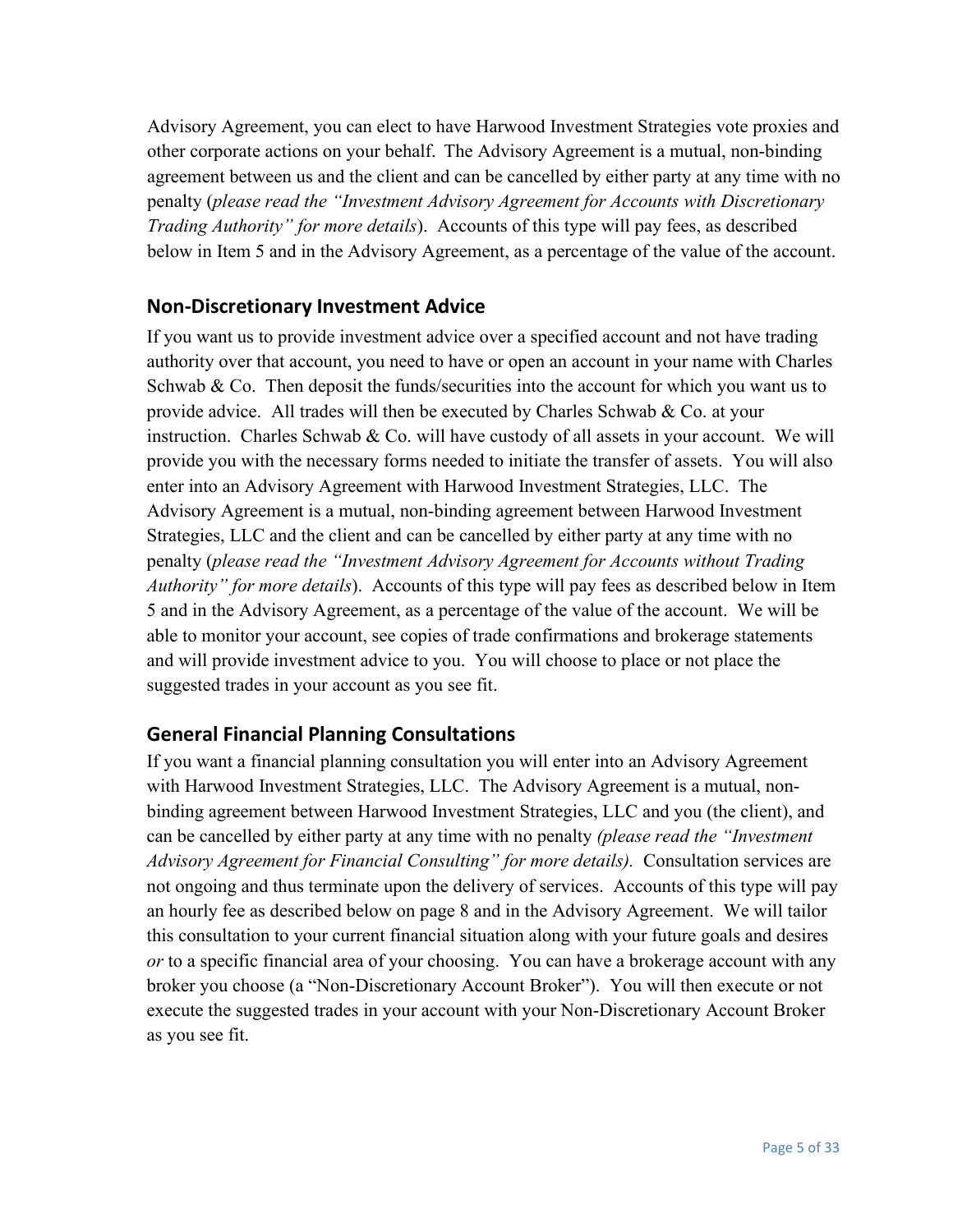Advisory Agreement, you can elect to have Harwood Investment Strategies vote proxies and other corporate actions on your behalf. The Advisory Agreement is a mutual, non-binding agreement between us and the client and can be cancelled by either party at any time with no penalty (*please read the "Investment Advisory Agreement for Accounts with Discretionary Trading Authority" for more details*). Accounts of this type will pay fees, as described below in Item 5 and in the Advisory Agreement, as a percentage of the value of the account.

## Non-Discretionary Investment Advice

If you want us to provide investment advice over a specified account and not have trading authority over that account, you need to have or open an account in your name with Charles Schwab & Co. Then deposit the funds/securities into the account for which you want us to provide advice. All trades will then be executed by Charles Schwab & Co. at your instruction. Charles Schwab & Co. will have custody of all assets in your account. We will provide you with the necessary forms needed to initiate the transfer of assets. You will also enter into an Advisory Agreement with Harwood Investment Strategies, LLC. The Advisory Agreement is a mutual, non-binding agreement between Harwood Investment Strategies, LLC and the client and can be cancelled by either party at any time with no penalty (*please read the "Investment Advisory Agreement for Accounts without Trading Authority" for more details*). Accounts of this type will pay fees as described below in Item 5 and in the Advisory Agreement, as a percentage of the value of the account. We will be able to monitor your account, see copies of trade confirmations and brokerage statements and will provide investment advice to you. You will choose to place or not place the suggested trades in your account as you see fit.

## General Financial Planning Consultations

If you want a financial planning consultation you will enter into an Advisory Agreement with Harwood Investment Strategies, LLC. The Advisory Agreement is a mutual, non-binding agreement between Harwood Investment Strategies, LLC and you (the client), and can be cancelled by either party at any time with no penalty *(please read the "Investment Advisory Agreement for Financial Consulting" for more details).* Consultation services are not ongoing and thus terminate upon the delivery of services. Accounts of this type will pay an hourly fee as described below on page 8 and in the Advisory Agreement. We will tailor this consultation to your current financial situation along with your future goals and desires *or* to a specific financial area of your choosing. You can have a brokerage account with any broker you choose (a "Non-Discretionary Account Broker"). You will then execute or not execute the suggested trades in your account with your Non-Discretionary Account Broker as you see fit.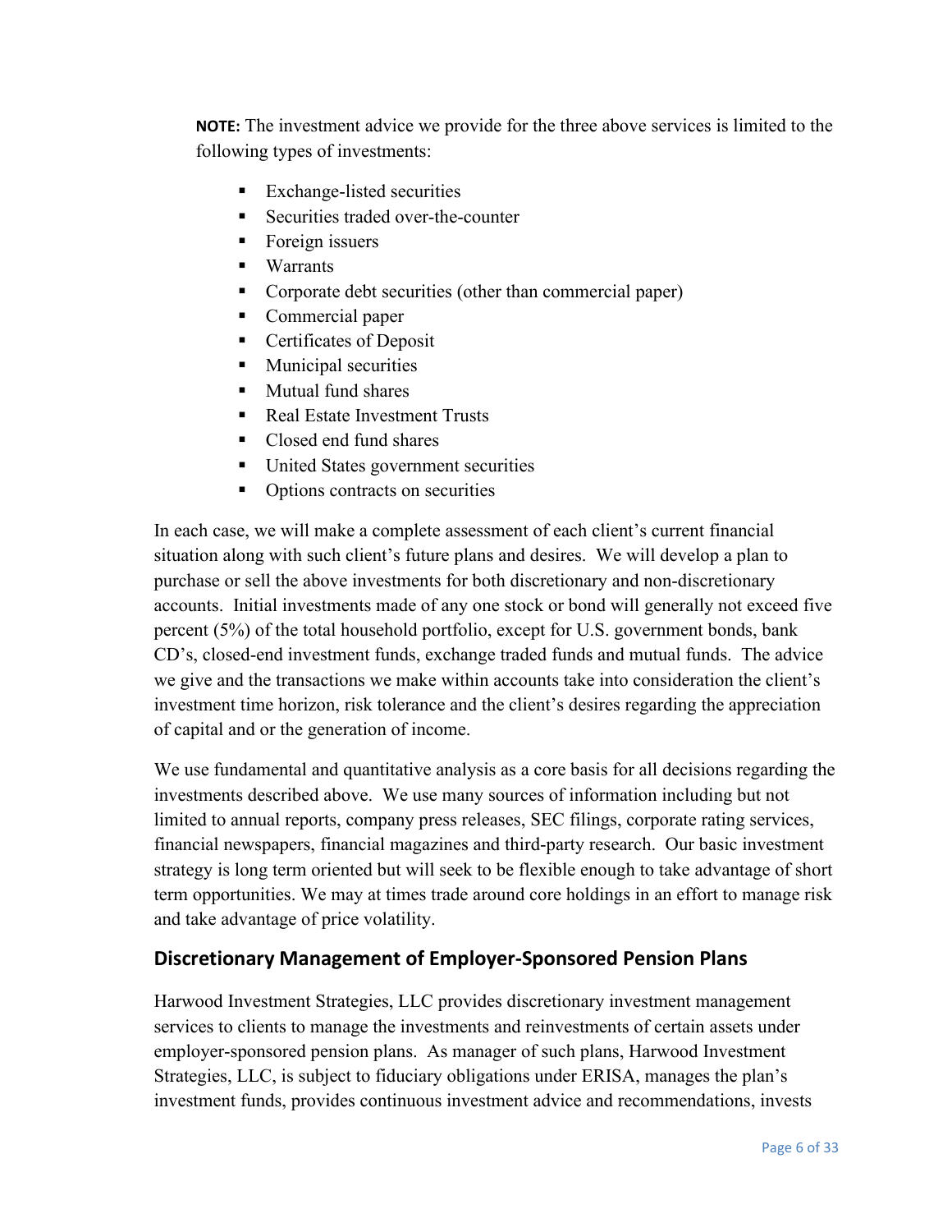**NOTE:** The investment advice we provide for the three above services is limited to the following types of investments:

- Exchange-listed securities
- Securities traded over-the-counter
- Foreign issuers
- Warrants
- Corporate debt securities (other than commercial paper)
- Commercial paper
- Certificates of Deposit
- Municipal securities
- Mutual fund shares
- Real Estate Investment Trusts
- Closed end fund shares
- United States government securities
- Options contracts on securities

In each case, we will make a complete assessment of each client's current financial situation along with such client's future plans and desires. We will develop a plan to purchase or sell the above investments for both discretionary and non-discretionary accounts. Initial investments made of any one stock or bond will generally not exceed five percent (5%) of the total household portfolio, except for U.S. government bonds, bank CD's, closed-end investment funds, exchange traded funds and mutual funds. The advice we give and the transactions we make within accounts take into consideration the client's investment time horizon, risk tolerance and the client's desires regarding the appreciation of capital and or the generation of income.

We use fundamental and quantitative analysis as a core basis for all decisions regarding the investments described above. We use many sources of information including but not limited to annual reports, company press releases, SEC filings, corporate rating services, financial newspapers, financial magazines and third-party research. Our basic investment strategy is long term oriented but will seek to be flexible enough to take advantage of short term opportunities. We may at times trade around core holdings in an effort to manage risk and take advantage of price volatility.

## Discretionary Management of Employer-Sponsored Pension Plans

Harwood Investment Strategies, LLC provides discretionary investment management services to clients to manage the investments and reinvestments of certain assets under employer-sponsored pension plans. As manager of such plans, Harwood Investment Strategies, LLC, is subject to fiduciary obligations under ERISA, manages the plan's investment funds, provides continuous investment advice and recommendations, invests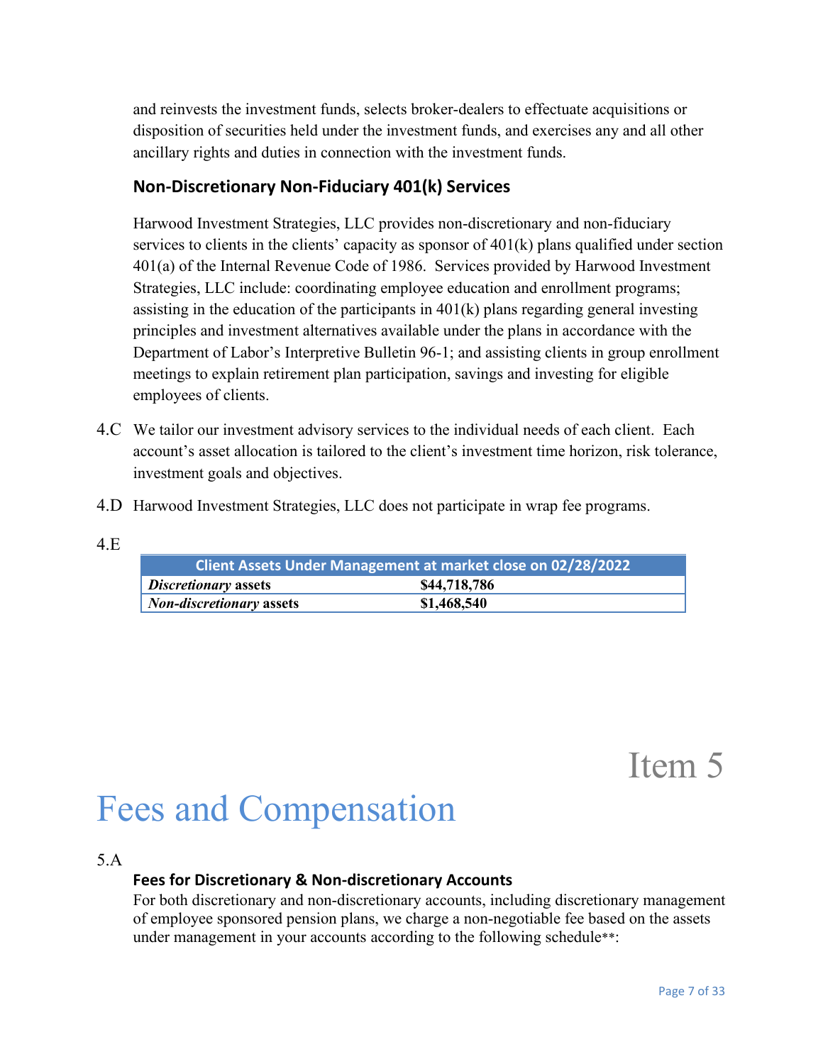and reinvests the investment funds, selects broker-dealers to effectuate acquisitions or disposition of securities held under the investment funds, and exercises any and all other ancillary rights and duties in connection with the investment funds.

### Non-Discretionary Non-Fiduciary 401(k) Services

Harwood Investment Strategies, LLC provides non-discretionary and non-fiduciary services to clients in the clients' capacity as sponsor of 401(k) plans qualified under section 401(a) of the Internal Revenue Code of 1986. Services provided by Harwood Investment Strategies, LLC include: coordinating employee education and enrollment programs; assisting in the education of the participants in 401(k) plans regarding general investing principles and investment alternatives available under the plans in accordance with the Department of Labor's Interpretive Bulletin 96-1; and assisting clients in group enrollment meetings to explain retirement plan participation, savings and investing for eligible employees of clients.

4.C We tailor our investment advisory services to the individual needs of each client. Each account's asset allocation is tailored to the client's investment time horizon, risk tolerance, investment goals and objectives.

4.D Harwood Investment Strategies, LLC does not participate in wrap fee programs.

4.E

| Client Assets Under Management at market close on 02/28/2022 | |
|---|---|
| ***Discretionary* assets** | **$44,718,786** |
| ***Non-discretionary* assets** | **$1,468,540** |

# Item 5
# Fees and Compensation

5.A

### Fees for Discretionary & Non-discretionary Accounts

For both discretionary and non-discretionary accounts, including discretionary management of employee sponsored pension plans, we charge a non-negotiable fee based on the assets under management in your accounts according to the following schedule**: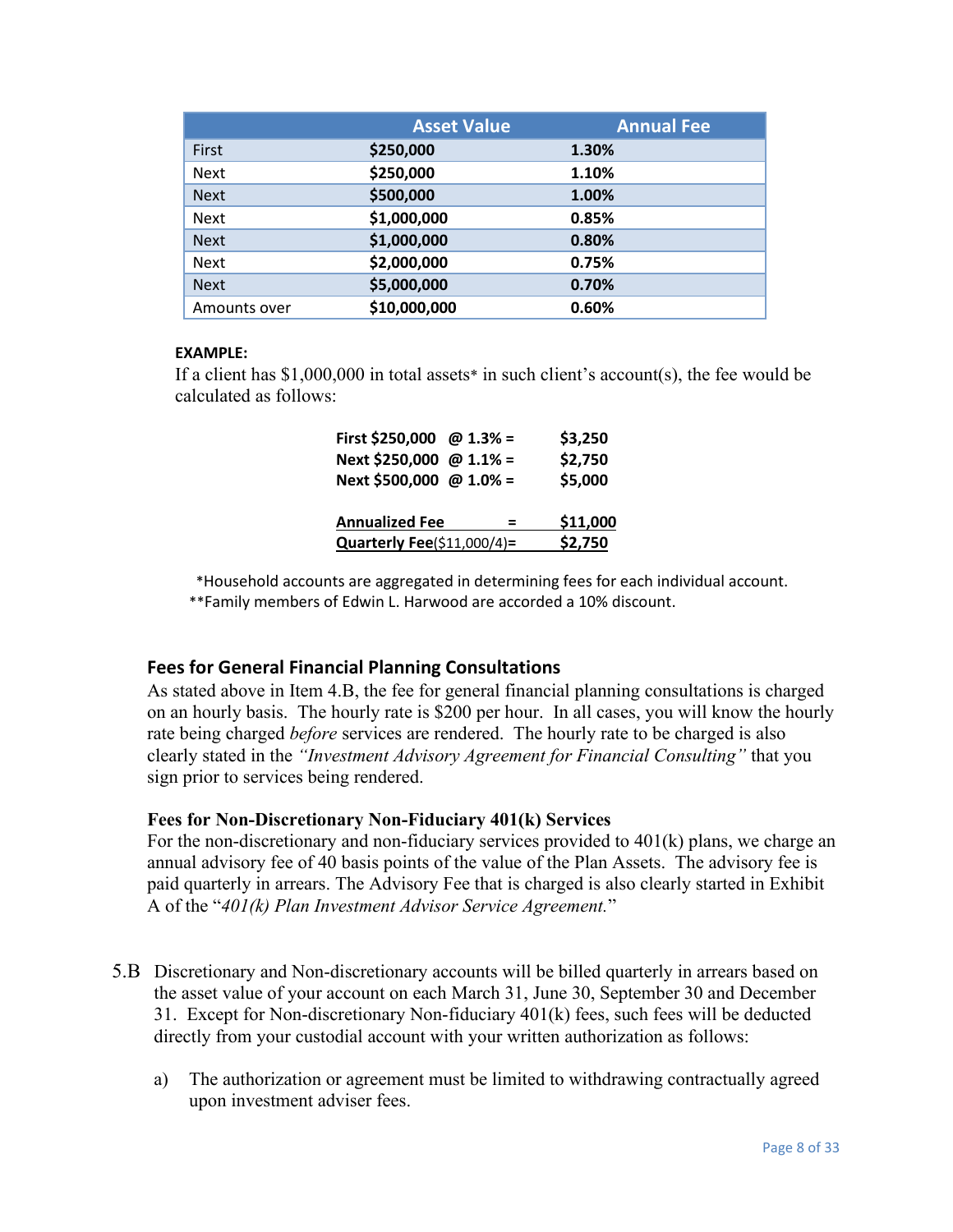| | Asset Value | Annual Fee |
|---|---|---|
| First | **$250,000** | **1.30%** |
| Next | **$250,000** | **1.10%** |
| Next | **$500,000** | **1.00%** |
| Next | **$1,000,000** | **0.85%** |
| Next | **$1,000,000** | **0.80%** |
| Next | **$2,000,000** | **0.75%** |
| Next | **$5,000,000** | **0.70%** |
| Amounts over | **$10,000,000** | **0.60%** |

**EXAMPLE:**

If a client has $1,000,000 in total assets* in such client's account(s), the fee would be calculated as follows:

| | |
|---|---|
| **First $250,000 @ 1.3% =** | **$3,250** |
| **Next $250,000 @ 1.1% =** | **$2,750** |
| **Next $500,000 @ 1.0% =** | **$5,000** |
| | |
| **Annualized Fee =** | **$11,000** |
| **Quarterly Fee**($11,000/4)= | **$2,750** |

*Household accounts are aggregated in determining fees for each individual account.

**Family members of Edwin L. Harwood are accorded a 10% discount.

### Fees for General Financial Planning Consultations

As stated above in Item 4.B, the fee for general financial planning consultations is charged on an hourly basis. The hourly rate is $200 per hour. In all cases, you will know the hourly rate being charged *before* services are rendered. The hourly rate to be charged is also clearly stated in the *"Investment Advisory Agreement for Financial Consulting"* that you sign prior to services being rendered.

### Fees for Non-Discretionary Non-Fiduciary 401(k) Services

For the non-discretionary and non-fiduciary services provided to 401(k) plans, we charge an annual advisory fee of 40 basis points of the value of the Plan Assets. The advisory fee is paid quarterly in arrears. The Advisory Fee that is charged is also clearly started in Exhibit A of the "*401(k) Plan Investment Advisor Service Agreement.*"

5.B Discretionary and Non-discretionary accounts will be billed quarterly in arrears based on the asset value of your account on each March 31, June 30, September 30 and December 31. Except for Non-discretionary Non-fiduciary 401(k) fees, such fees will be deducted directly from your custodial account with your written authorization as follows:

a) The authorization or agreement must be limited to withdrawing contractually agreed upon investment adviser fees.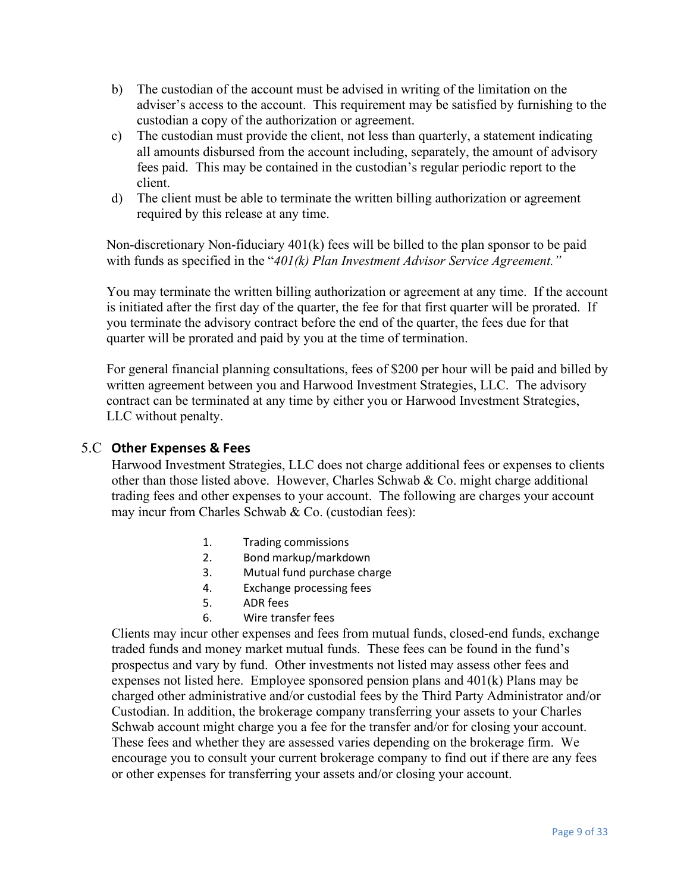b) The custodian of the account must be advised in writing of the limitation on the adviser's access to the account. This requirement may be satisfied by furnishing to the custodian a copy of the authorization or agreement.
c) The custodian must provide the client, not less than quarterly, a statement indicating all amounts disbursed from the account including, separately, the amount of advisory fees paid. This may be contained in the custodian's regular periodic report to the client.
d) The client must be able to terminate the written billing authorization or agreement required by this release at any time.

Non-discretionary Non-fiduciary 401(k) fees will be billed to the plan sponsor to be paid with funds as specified in the "*401(k) Plan Investment Advisor Service Agreement.*"

You may terminate the written billing authorization or agreement at any time. If the account is initiated after the first day of the quarter, the fee for that first quarter will be prorated. If you terminate the advisory contract before the end of the quarter, the fees due for that quarter will be prorated and paid by you at the time of termination.

For general financial planning consultations, fees of $200 per hour will be paid and billed by written agreement between you and Harwood Investment Strategies, LLC. The advisory contract can be terminated at any time by either you or Harwood Investment Strategies, LLC without penalty.

## 5.C Other Expenses & Fees

Harwood Investment Strategies, LLC does not charge additional fees or expenses to clients other than those listed above. However, Charles Schwab & Co. might charge additional trading fees and other expenses to your account. The following are charges your account may incur from Charles Schwab & Co. (custodian fees):

1. Trading commissions
2. Bond markup/markdown
3. Mutual fund purchase charge
4. Exchange processing fees
5. ADR fees
6. Wire transfer fees

Clients may incur other expenses and fees from mutual funds, closed-end funds, exchange traded funds and money market mutual funds. These fees can be found in the fund's prospectus and vary by fund. Other investments not listed may assess other fees and expenses not listed here. Employee sponsored pension plans and 401(k) Plans may be charged other administrative and/or custodial fees by the Third Party Administrator and/or Custodian. In addition, the brokerage company transferring your assets to your Charles Schwab account might charge you a fee for the transfer and/or for closing your account. These fees and whether they are assessed varies depending on the brokerage firm. We encourage you to consult your current brokerage company to find out if there are any fees or other expenses for transferring your assets and/or closing your account.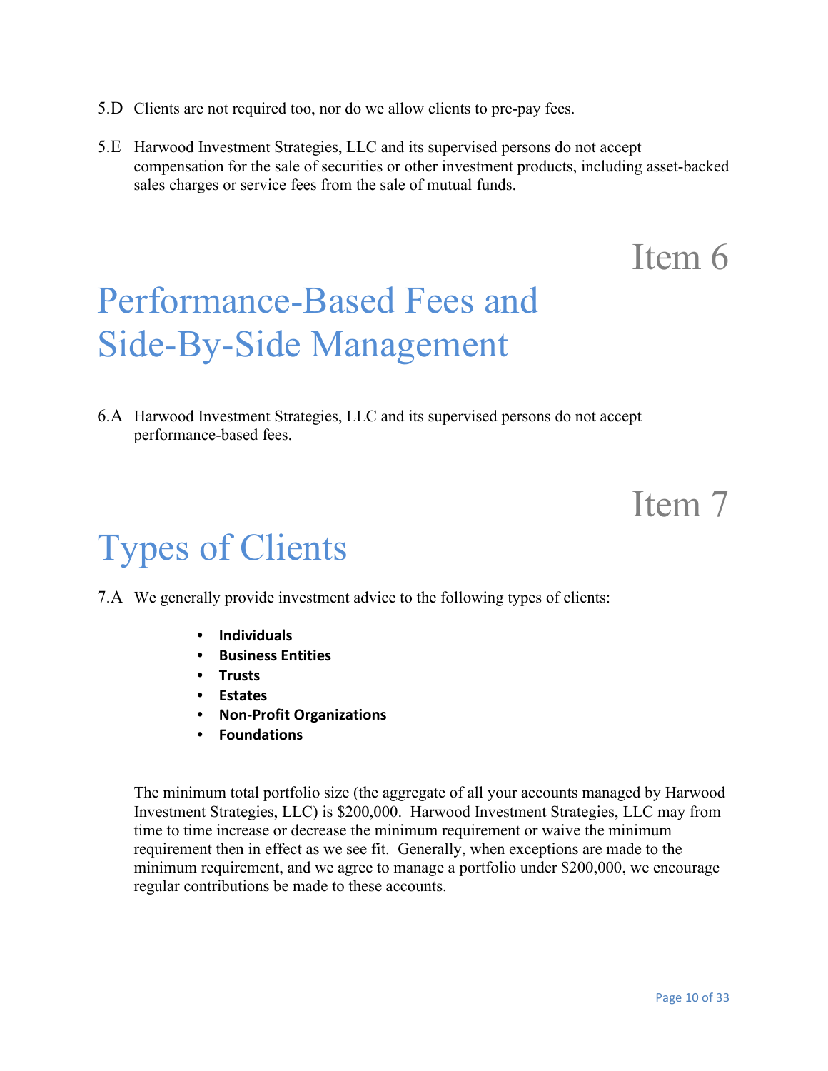5.D Clients are not required too, nor do we allow clients to pre-pay fees.

5.E Harwood Investment Strategies, LLC and its supervised persons do not accept compensation for the sale of securities or other investment products, including asset-backed sales charges or service fees from the sale of mutual funds.

# Item 6

# Performance-Based Fees and Side-By-Side Management

6.A Harwood Investment Strategies, LLC and its supervised persons do not accept performance-based fees.

# Item 7

# Types of Clients

7.A We generally provide investment advice to the following types of clients:

- **Individuals**
- **Business Entities**
- **Trusts**
- **Estates**
- **Non-Profit Organizations**
- **Foundations**

The minimum total portfolio size (the aggregate of all your accounts managed by Harwood Investment Strategies, LLC) is $200,000. Harwood Investment Strategies, LLC may from time to time increase or decrease the minimum requirement or waive the minimum requirement then in effect as we see fit. Generally, when exceptions are made to the minimum requirement, and we agree to manage a portfolio under $200,000, we encourage regular contributions be made to these accounts.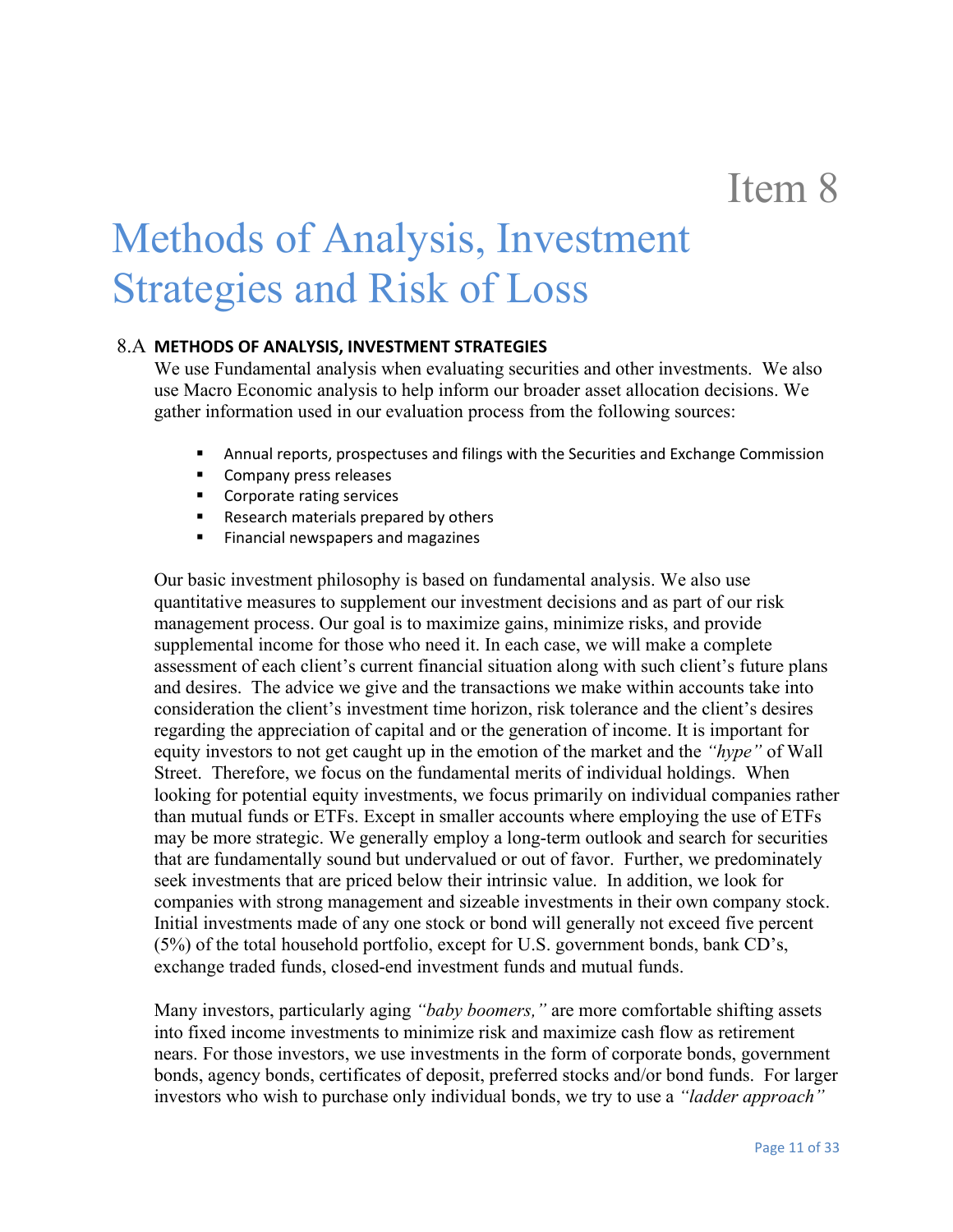# Item 8

# Methods of Analysis, Investment Strategies and Risk of Loss

## 8.A METHODS OF ANALYSIS, INVESTMENT STRATEGIES

We use Fundamental analysis when evaluating securities and other investments. We also use Macro Economic analysis to help inform our broader asset allocation decisions. We gather information used in our evaluation process from the following sources:

- Annual reports, prospectuses and filings with the Securities and Exchange Commission
- Company press releases
- Corporate rating services
- Research materials prepared by others
- Financial newspapers and magazines

Our basic investment philosophy is based on fundamental analysis. We also use quantitative measures to supplement our investment decisions and as part of our risk management process. Our goal is to maximize gains, minimize risks, and provide supplemental income for those who need it. In each case, we will make a complete assessment of each client's current financial situation along with such client's future plans and desires. The advice we give and the transactions we make within accounts take into consideration the client's investment time horizon, risk tolerance and the client's desires regarding the appreciation of capital and or the generation of income. It is important for equity investors to not get caught up in the emotion of the market and the *"hype"* of Wall Street. Therefore, we focus on the fundamental merits of individual holdings. When looking for potential equity investments, we focus primarily on individual companies rather than mutual funds or ETFs. Except in smaller accounts where employing the use of ETFs may be more strategic. We generally employ a long-term outlook and search for securities that are fundamentally sound but undervalued or out of favor. Further, we predominately seek investments that are priced below their intrinsic value. In addition, we look for companies with strong management and sizeable investments in their own company stock. Initial investments made of any one stock or bond will generally not exceed five percent (5%) of the total household portfolio, except for U.S. government bonds, bank CD's, exchange traded funds, closed-end investment funds and mutual funds.

Many investors, particularly aging *"baby boomers,"* are more comfortable shifting assets into fixed income investments to minimize risk and maximize cash flow as retirement nears. For those investors, we use investments in the form of corporate bonds, government bonds, agency bonds, certificates of deposit, preferred stocks and/or bond funds. For larger investors who wish to purchase only individual bonds, we try to use a *"ladder approach"*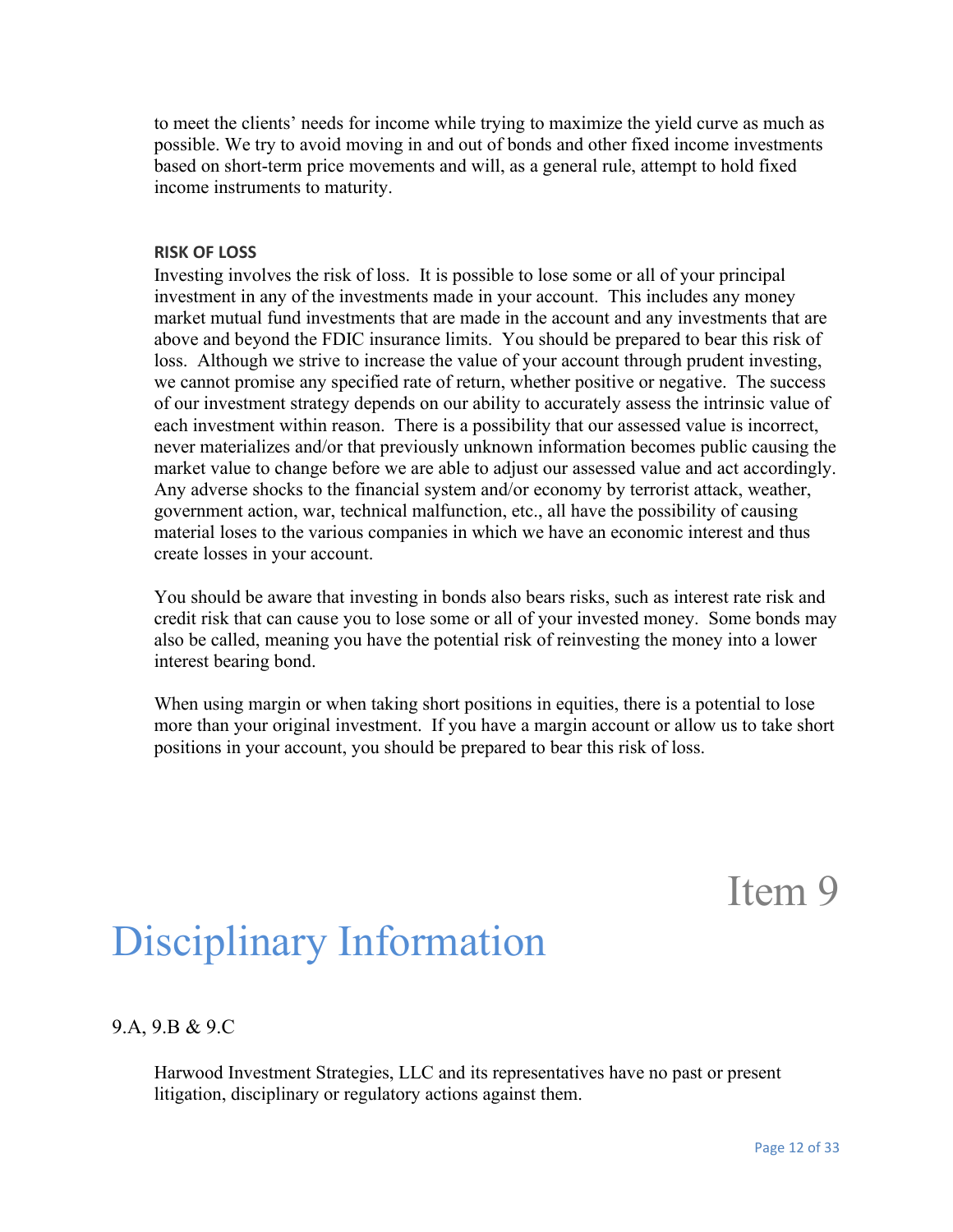to meet the clients' needs for income while trying to maximize the yield curve as much as possible. We try to avoid moving in and out of bonds and other fixed income investments based on short-term price movements and will, as a general rule, attempt to hold fixed income instruments to maturity.

**RISK OF LOSS**

Investing involves the risk of loss. It is possible to lose some or all of your principal investment in any of the investments made in your account. This includes any money market mutual fund investments that are made in the account and any investments that are above and beyond the FDIC insurance limits. You should be prepared to bear this risk of loss. Although we strive to increase the value of your account through prudent investing, we cannot promise any specified rate of return, whether positive or negative. The success of our investment strategy depends on our ability to accurately assess the intrinsic value of each investment within reason. There is a possibility that our assessed value is incorrect, never materializes and/or that previously unknown information becomes public causing the market value to change before we are able to adjust our assessed value and act accordingly. Any adverse shocks to the financial system and/or economy by terrorist attack, weather, government action, war, technical malfunction, etc., all have the possibility of causing material loses to the various companies in which we have an economic interest and thus create losses in your account.

You should be aware that investing in bonds also bears risks, such as interest rate risk and credit risk that can cause you to lose some or all of your invested money. Some bonds may also be called, meaning you have the potential risk of reinvesting the money into a lower interest bearing bond.

When using margin or when taking short positions in equities, there is a potential to lose more than your original investment. If you have a margin account or allow us to take short positions in your account, you should be prepared to bear this risk of loss.

# Item 9

# Disciplinary Information

9.A, 9.B & 9.C

Harwood Investment Strategies, LLC and its representatives have no past or present litigation, disciplinary or regulatory actions against them.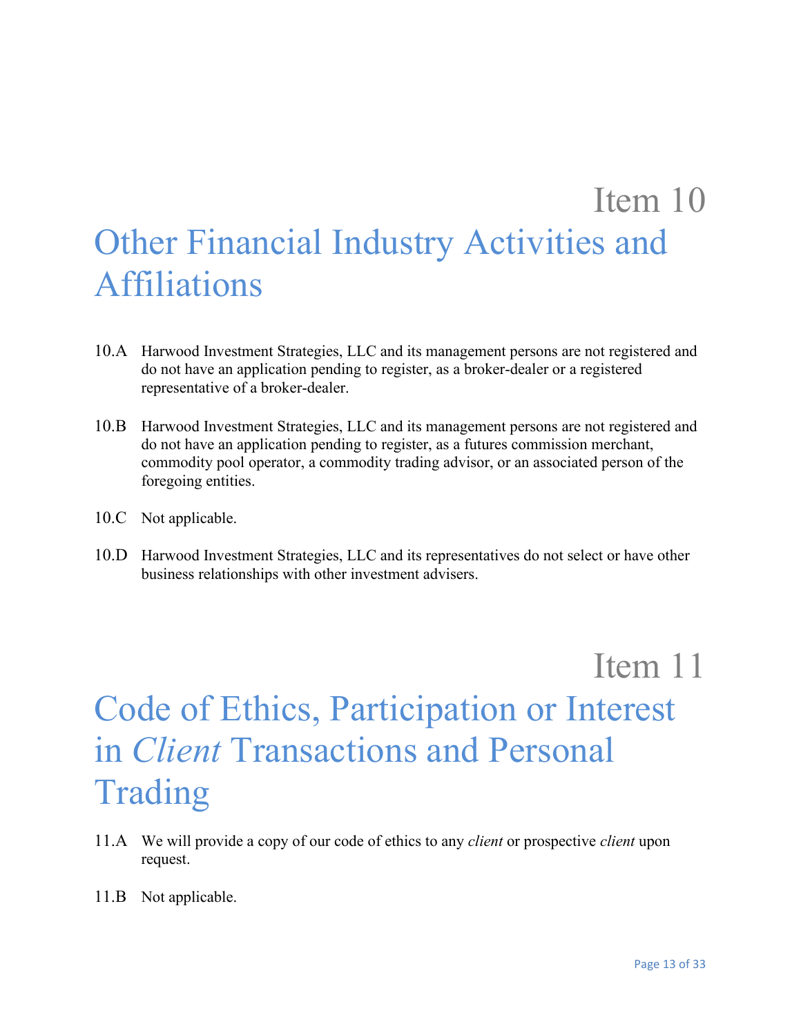# Item 10

## Other Financial Industry Activities and Affiliations

10.A Harwood Investment Strategies, LLC and its management persons are not registered and do not have an application pending to register, as a broker-dealer or a registered representative of a broker-dealer.

10.B Harwood Investment Strategies, LLC and its management persons are not registered and do not have an application pending to register, as a futures commission merchant, commodity pool operator, a commodity trading advisor, or an associated person of the foregoing entities.

10.C Not applicable.

10.D Harwood Investment Strategies, LLC and its representatives do not select or have other business relationships with other investment advisers.

# Item 11

## Code of Ethics, Participation or Interest in *Client* Transactions and Personal Trading

11.A We will provide a copy of our code of ethics to any *client* or prospective *client* upon request.

11.B Not applicable.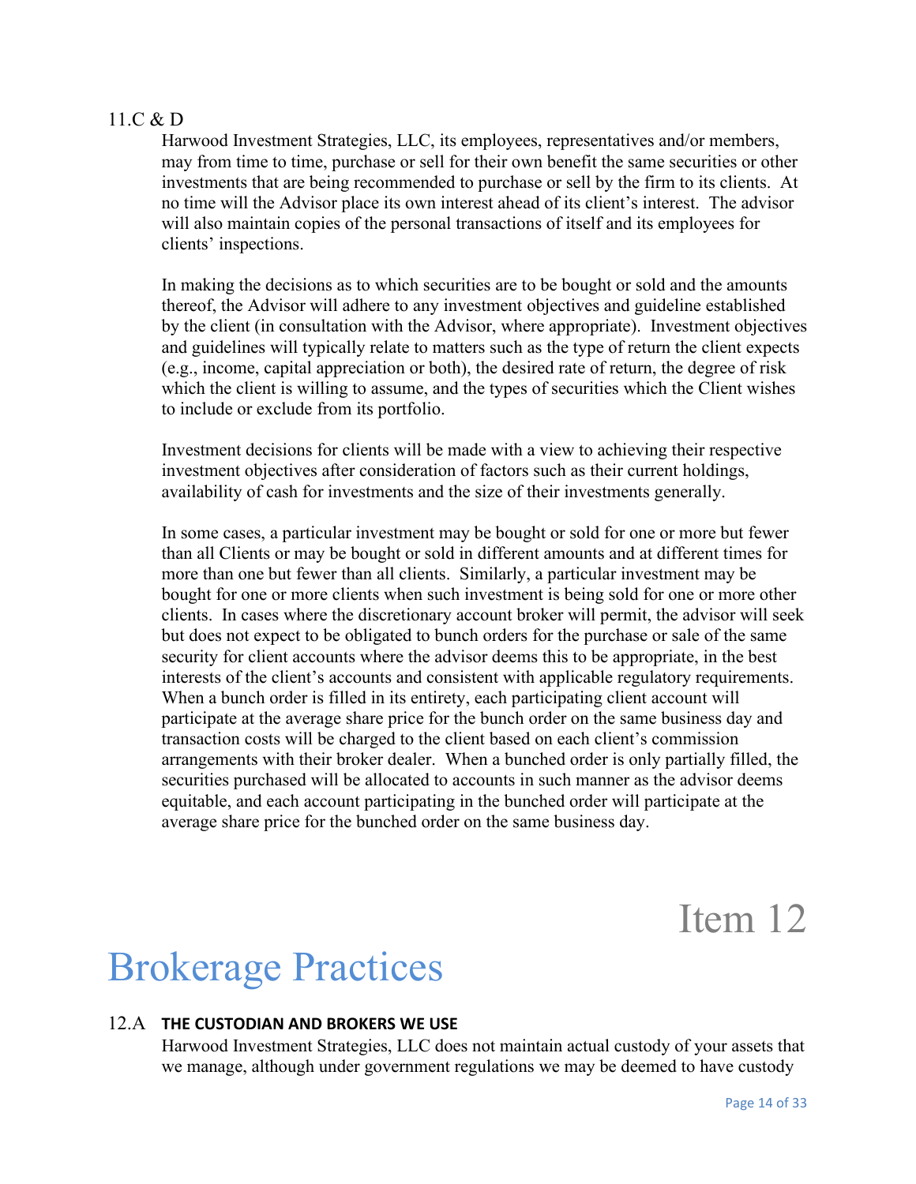11.C & D

Harwood Investment Strategies, LLC, its employees, representatives and/or members, may from time to time, purchase or sell for their own benefit the same securities or other investments that are being recommended to purchase or sell by the firm to its clients. At no time will the Advisor place its own interest ahead of its client's interest. The advisor will also maintain copies of the personal transactions of itself and its employees for clients' inspections.

In making the decisions as to which securities are to be bought or sold and the amounts thereof, the Advisor will adhere to any investment objectives and guideline established by the client (in consultation with the Advisor, where appropriate). Investment objectives and guidelines will typically relate to matters such as the type of return the client expects (e.g., income, capital appreciation or both), the desired rate of return, the degree of risk which the client is willing to assume, and the types of securities which the Client wishes to include or exclude from its portfolio.

Investment decisions for clients will be made with a view to achieving their respective investment objectives after consideration of factors such as their current holdings, availability of cash for investments and the size of their investments generally.

In some cases, a particular investment may be bought or sold for one or more but fewer than all Clients or may be bought or sold in different amounts and at different times for more than one but fewer than all clients. Similarly, a particular investment may be bought for one or more clients when such investment is being sold for one or more other clients. In cases where the discretionary account broker will permit, the advisor will seek but does not expect to be obligated to bunch orders for the purchase or sale of the same security for client accounts where the advisor deems this to be appropriate, in the best interests of the client's accounts and consistent with applicable regulatory requirements. When a bunch order is filled in its entirety, each participating client account will participate at the average share price for the bunch order on the same business day and transaction costs will be charged to the client based on each client's commission arrangements with their broker dealer. When a bunched order is only partially filled, the securities purchased will be allocated to accounts in such manner as the advisor deems equitable, and each account participating in the bunched order will participate at the average share price for the bunched order on the same business day.

# Item 12

# Brokerage Practices

## 12.A THE CUSTODIAN AND BROKERS WE USE

Harwood Investment Strategies, LLC does not maintain actual custody of your assets that we manage, although under government regulations we may be deemed to have custody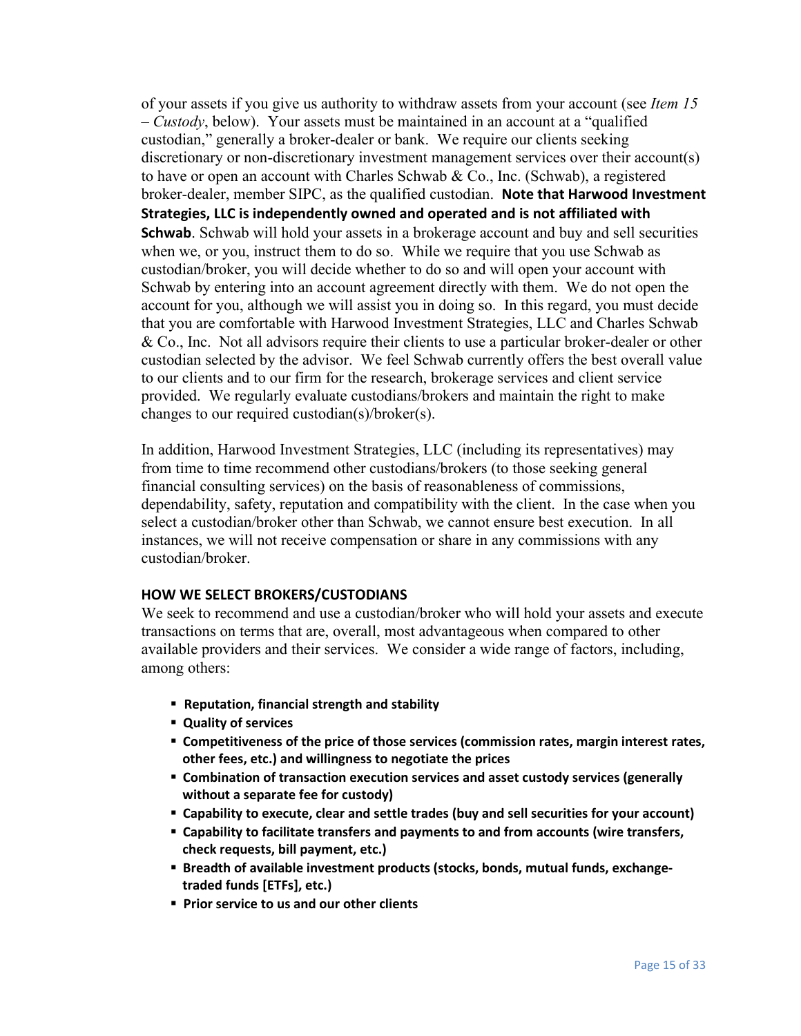of your assets if you give us authority to withdraw assets from your account (see *Item 15 – Custody*, below). Your assets must be maintained in an account at a "qualified custodian," generally a broker-dealer or bank. We require our clients seeking discretionary or non-discretionary investment management services over their account(s) to have or open an account with Charles Schwab & Co., Inc. (Schwab), a registered broker-dealer, member SIPC, as the qualified custodian. **Note that Harwood Investment Strategies, LLC is independently owned and operated and is not affiliated with Schwab**. Schwab will hold your assets in a brokerage account and buy and sell securities when we, or you, instruct them to do so. While we require that you use Schwab as custodian/broker, you will decide whether to do so and will open your account with Schwab by entering into an account agreement directly with them. We do not open the account for you, although we will assist you in doing so. In this regard, you must decide that you are comfortable with Harwood Investment Strategies, LLC and Charles Schwab & Co., Inc. Not all advisors require their clients to use a particular broker-dealer or other custodian selected by the advisor. We feel Schwab currently offers the best overall value to our clients and to our firm for the research, brokerage services and client service provided. We regularly evaluate custodians/brokers and maintain the right to make changes to our required custodian(s)/broker(s).

In addition, Harwood Investment Strategies, LLC (including its representatives) may from time to time recommend other custodians/brokers (to those seeking general financial consulting services) on the basis of reasonableness of commissions, dependability, safety, reputation and compatibility with the client. In the case when you select a custodian/broker other than Schwab, we cannot ensure best execution. In all instances, we will not receive compensation or share in any commissions with any custodian/broker.

**HOW WE SELECT BROKERS/CUSTODIANS**

We seek to recommend and use a custodian/broker who will hold your assets and execute transactions on terms that are, overall, most advantageous when compared to other available providers and their services. We consider a wide range of factors, including, among others:

- **Reputation, financial strength and stability**
- **Quality of services**
- **Competitiveness of the price of those services (commission rates, margin interest rates, other fees, etc.) and willingness to negotiate the prices**
- **Combination of transaction execution services and asset custody services (generally without a separate fee for custody)**
- **Capability to execute, clear and settle trades (buy and sell securities for your account)**
- **Capability to facilitate transfers and payments to and from accounts (wire transfers, check requests, bill payment, etc.)**
- **Breadth of available investment products (stocks, bonds, mutual funds, exchange-traded funds [ETFs], etc.)**
- **Prior service to us and our other clients**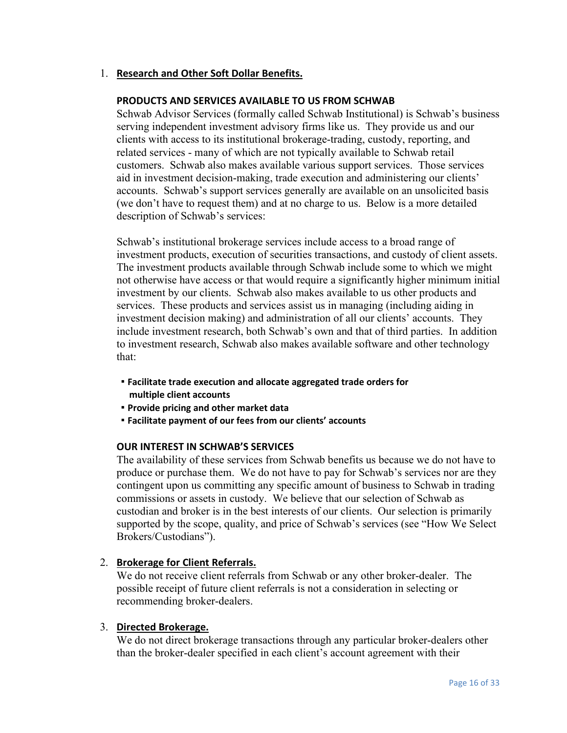1. **Research and Other Soft Dollar Benefits.**

**PRODUCTS AND SERVICES AVAILABLE TO US FROM SCHWAB**

Schwab Advisor Services (formally called Schwab Institutional) is Schwab's business serving independent investment advisory firms like us. They provide us and our clients with access to its institutional brokerage-trading, custody, reporting, and related services - many of which are not typically available to Schwab retail customers. Schwab also makes available various support services. Those services aid in investment decision-making, trade execution and administering our clients' accounts. Schwab's support services generally are available on an unsolicited basis (we don't have to request them) and at no charge to us. Below is a more detailed description of Schwab's services:

Schwab's institutional brokerage services include access to a broad range of investment products, execution of securities transactions, and custody of client assets. The investment products available through Schwab include some to which we might not otherwise have access or that would require a significantly higher minimum initial investment by our clients. Schwab also makes available to us other products and services. These products and services assist us in managing (including aiding in investment decision making) and administration of all our clients' accounts. They include investment research, both Schwab's own and that of third parties. In addition to investment research, Schwab also makes available software and other technology that:

- **Facilitate trade execution and allocate aggregated trade orders for multiple client accounts**
- **Provide pricing and other market data**
- **Facilitate payment of our fees from our clients' accounts**

**OUR INTEREST IN SCHWAB'S SERVICES**

The availability of these services from Schwab benefits us because we do not have to produce or purchase them. We do not have to pay for Schwab's services nor are they contingent upon us committing any specific amount of business to Schwab in trading commissions or assets in custody. We believe that our selection of Schwab as custodian and broker is in the best interests of our clients. Our selection is primarily supported by the scope, quality, and price of Schwab's services (see "How We Select Brokers/Custodians").

2. **Brokerage for Client Referrals.**

We do not receive client referrals from Schwab or any other broker-dealer. The possible receipt of future client referrals is not a consideration in selecting or recommending broker-dealers.

3. **Directed Brokerage.**

We do not direct brokerage transactions through any particular broker-dealers other than the broker-dealer specified in each client's account agreement with their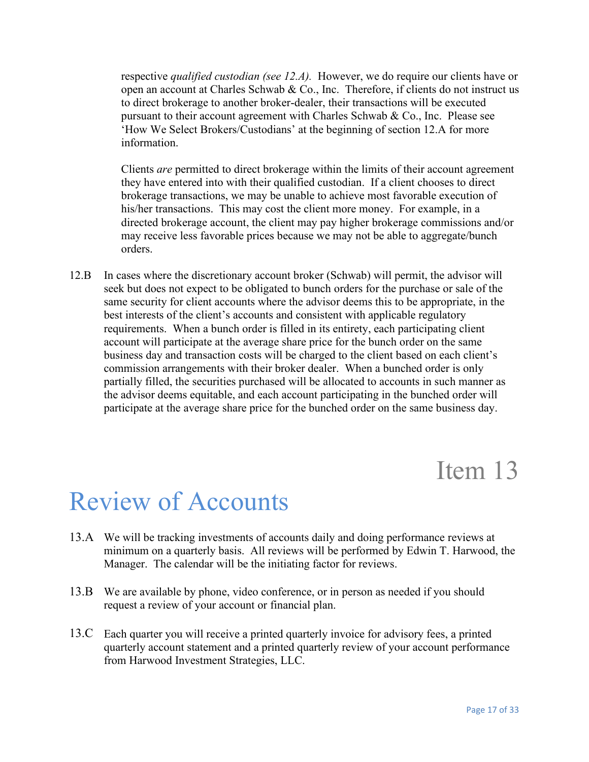respective *qualified custodian (see 12.A).* However, we do require our clients have or open an account at Charles Schwab & Co., Inc. Therefore, if clients do not instruct us to direct brokerage to another broker-dealer, their transactions will be executed pursuant to their account agreement with Charles Schwab & Co., Inc. Please see 'How We Select Brokers/Custodians' at the beginning of section 12.A for more information.

Clients *are* permitted to direct brokerage within the limits of their account agreement they have entered into with their qualified custodian. If a client chooses to direct brokerage transactions, we may be unable to achieve most favorable execution of his/her transactions. This may cost the client more money. For example, in a directed brokerage account, the client may pay higher brokerage commissions and/or may receive less favorable prices because we may not be able to aggregate/bunch orders.

12.B In cases where the discretionary account broker (Schwab) will permit, the advisor will seek but does not expect to be obligated to bunch orders for the purchase or sale of the same security for client accounts where the advisor deems this to be appropriate, in the best interests of the client's accounts and consistent with applicable regulatory requirements. When a bunch order is filled in its entirety, each participating client account will participate at the average share price for the bunch order on the same business day and transaction costs will be charged to the client based on each client's commission arrangements with their broker dealer. When a bunched order is only partially filled, the securities purchased will be allocated to accounts in such manner as the advisor deems equitable, and each account participating in the bunched order will participate at the average share price for the bunched order on the same business day.

# Item 13

# Review of Accounts

13.A We will be tracking investments of accounts daily and doing performance reviews at minimum on a quarterly basis. All reviews will be performed by Edwin T. Harwood, the Manager. The calendar will be the initiating factor for reviews.

13.B We are available by phone, video conference, or in person as needed if you should request a review of your account or financial plan.

13.C Each quarter you will receive a printed quarterly invoice for advisory fees, a printed quarterly account statement and a printed quarterly review of your account performance from Harwood Investment Strategies, LLC.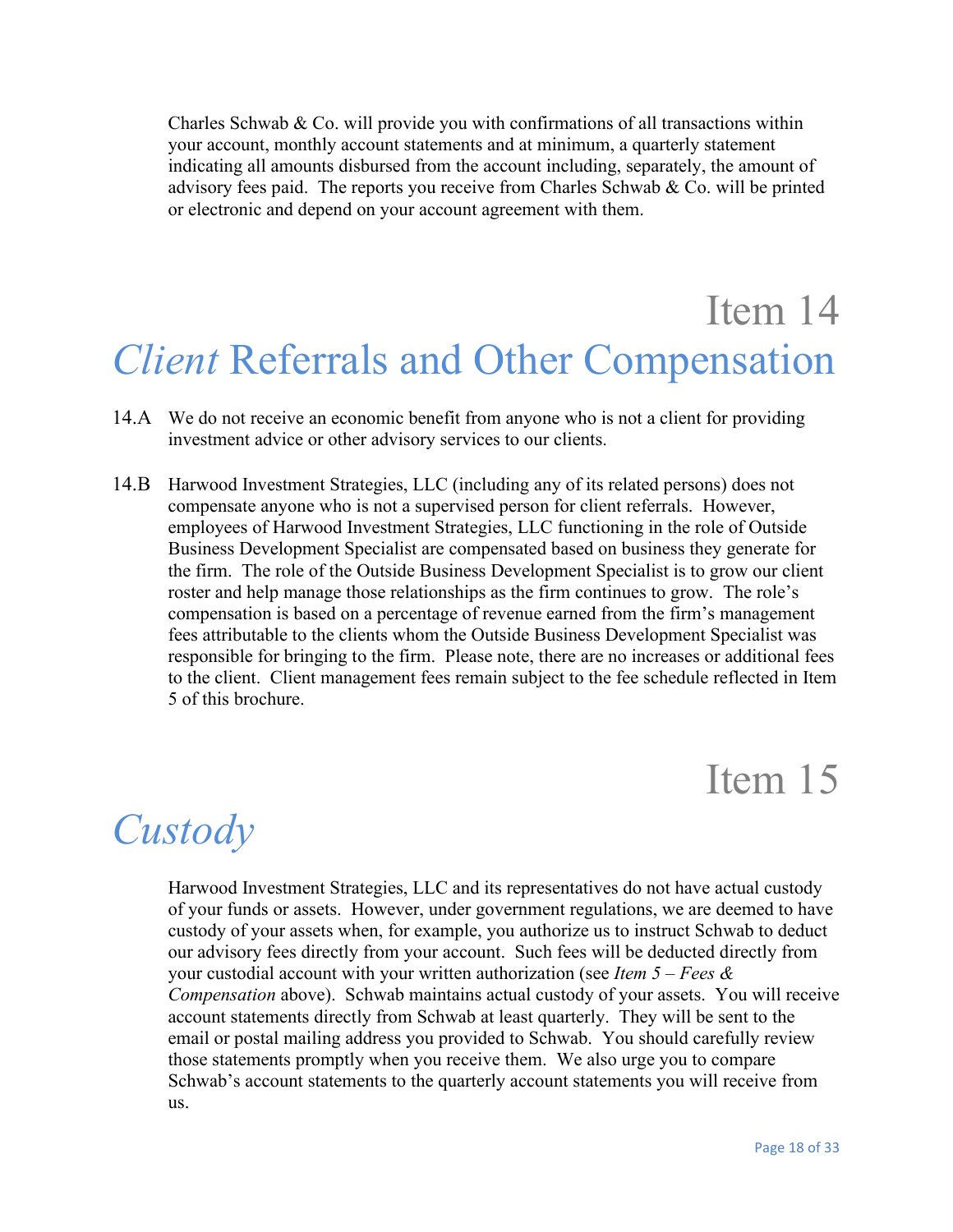Charles Schwab & Co. will provide you with confirmations of all transactions within your account, monthly account statements and at minimum, a quarterly statement indicating all amounts disbursed from the account including, separately, the amount of advisory fees paid. The reports you receive from Charles Schwab & Co. will be printed or electronic and depend on your account agreement with them.

# Item 14
# *Client* Referrals and Other Compensation

14.A We do not receive an economic benefit from anyone who is not a client for providing investment advice or other advisory services to our clients.

14.B Harwood Investment Strategies, LLC (including any of its related persons) does not compensate anyone who is not a supervised person for client referrals. However, employees of Harwood Investment Strategies, LLC functioning in the role of Outside Business Development Specialist are compensated based on business they generate for the firm. The role of the Outside Business Development Specialist is to grow our client roster and help manage those relationships as the firm continues to grow. The role's compensation is based on a percentage of revenue earned from the firm's management fees attributable to the clients whom the Outside Business Development Specialist was responsible for bringing to the firm. Please note, there are no increases or additional fees to the client. Client management fees remain subject to the fee schedule reflected in Item 5 of this brochure.

# Item 15
# *Custody*

Harwood Investment Strategies, LLC and its representatives do not have actual custody of your funds or assets. However, under government regulations, we are deemed to have custody of your assets when, for example, you authorize us to instruct Schwab to deduct our advisory fees directly from your account. Such fees will be deducted directly from your custodial account with your written authorization (see *Item 5 – Fees & Compensation* above). Schwab maintains actual custody of your assets. You will receive account statements directly from Schwab at least quarterly. They will be sent to the email or postal mailing address you provided to Schwab. You should carefully review those statements promptly when you receive them. We also urge you to compare Schwab's account statements to the quarterly account statements you will receive from us.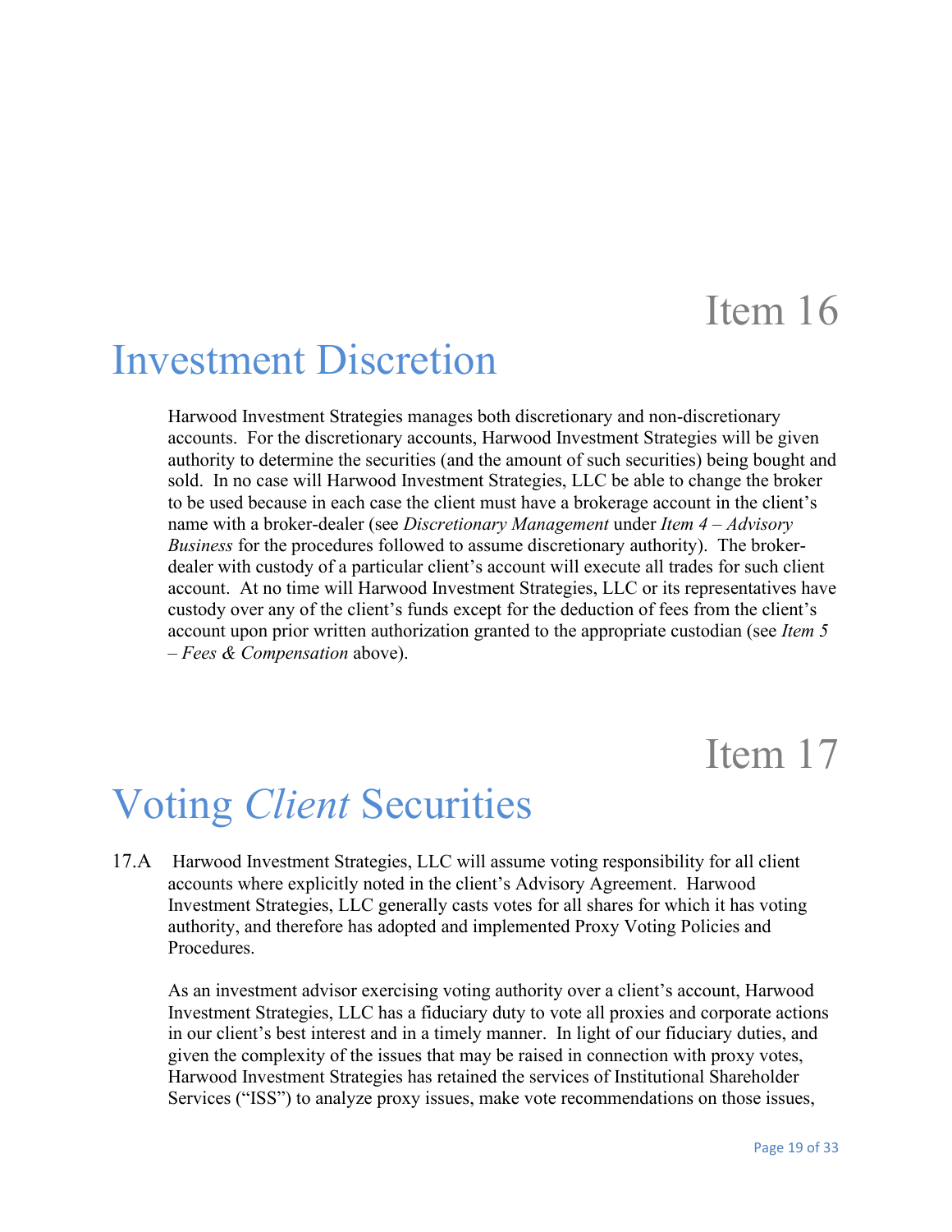# Item 16

# Investment Discretion

Harwood Investment Strategies manages both discretionary and non-discretionary accounts. For the discretionary accounts, Harwood Investment Strategies will be given authority to determine the securities (and the amount of such securities) being bought and sold. In no case will Harwood Investment Strategies, LLC be able to change the broker to be used because in each case the client must have a brokerage account in the client's name with a broker-dealer (see *Discretionary Management* under *Item 4 – Advisory Business* for the procedures followed to assume discretionary authority). The broker-dealer with custody of a particular client's account will execute all trades for such client account. At no time will Harwood Investment Strategies, LLC or its representatives have custody over any of the client's funds except for the deduction of fees from the client's account upon prior written authorization granted to the appropriate custodian (see *Item 5 – Fees & Compensation* above).

# Item 17

# Voting *Client* Securities

17.A Harwood Investment Strategies, LLC will assume voting responsibility for all client accounts where explicitly noted in the client's Advisory Agreement. Harwood Investment Strategies, LLC generally casts votes for all shares for which it has voting authority, and therefore has adopted and implemented Proxy Voting Policies and Procedures.

As an investment advisor exercising voting authority over a client's account, Harwood Investment Strategies, LLC has a fiduciary duty to vote all proxies and corporate actions in our client's best interest and in a timely manner. In light of our fiduciary duties, and given the complexity of the issues that may be raised in connection with proxy votes, Harwood Investment Strategies has retained the services of Institutional Shareholder Services ("ISS") to analyze proxy issues, make vote recommendations on those issues,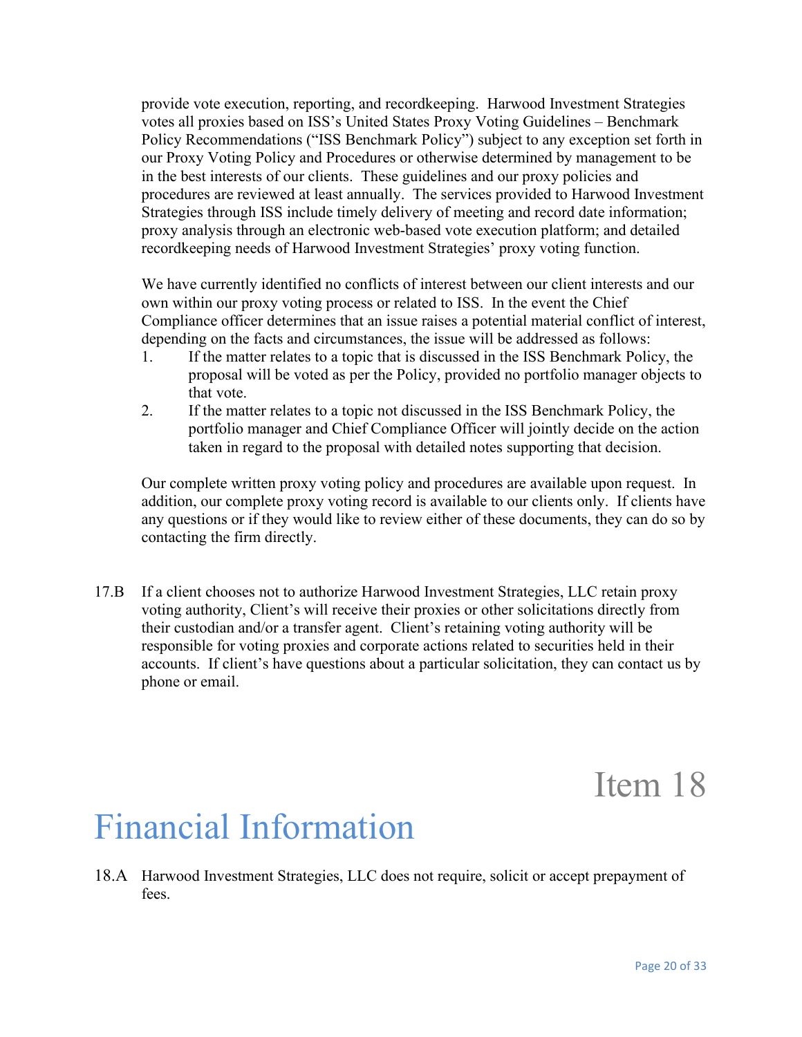provide vote execution, reporting, and recordkeeping. Harwood Investment Strategies votes all proxies based on ISS's United States Proxy Voting Guidelines – Benchmark Policy Recommendations ("ISS Benchmark Policy") subject to any exception set forth in our Proxy Voting Policy and Procedures or otherwise determined by management to be in the best interests of our clients. These guidelines and our proxy policies and procedures are reviewed at least annually. The services provided to Harwood Investment Strategies through ISS include timely delivery of meeting and record date information; proxy analysis through an electronic web-based vote execution platform; and detailed recordkeeping needs of Harwood Investment Strategies' proxy voting function.

We have currently identified no conflicts of interest between our client interests and our own within our proxy voting process or related to ISS. In the event the Chief Compliance officer determines that an issue raises a potential material conflict of interest, depending on the facts and circumstances, the issue will be addressed as follows:

1. If the matter relates to a topic that is discussed in the ISS Benchmark Policy, the proposal will be voted as per the Policy, provided no portfolio manager objects to that vote.
2. If the matter relates to a topic not discussed in the ISS Benchmark Policy, the portfolio manager and Chief Compliance Officer will jointly decide on the action taken in regard to the proposal with detailed notes supporting that decision.

Our complete written proxy voting policy and procedures are available upon request. In addition, our complete proxy voting record is available to our clients only. If clients have any questions or if they would like to review either of these documents, they can do so by contacting the firm directly.

17.B If a client chooses not to authorize Harwood Investment Strategies, LLC retain proxy voting authority, Client's will receive their proxies or other solicitations directly from their custodian and/or a transfer agent. Client's retaining voting authority will be responsible for voting proxies and corporate actions related to securities held in their accounts. If client's have questions about a particular solicitation, they can contact us by phone or email.

# Item 18

# Financial Information

18.A Harwood Investment Strategies, LLC does not require, solicit or accept prepayment of fees.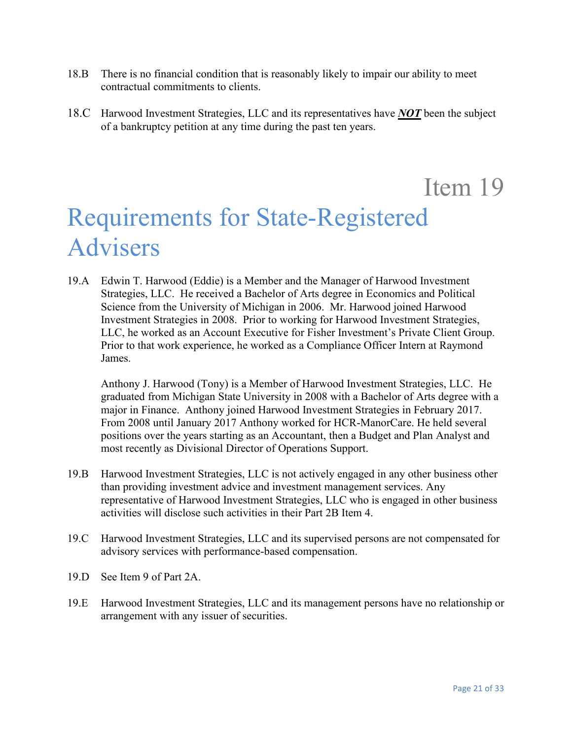18.B There is no financial condition that is reasonably likely to impair our ability to meet contractual commitments to clients.

18.C Harwood Investment Strategies, LLC and its representatives have ***NOT*** been the subject of a bankruptcy petition at any time during the past ten years.

# Item 19

# Requirements for State-Registered Advisers

19.A Edwin T. Harwood (Eddie) is a Member and the Manager of Harwood Investment Strategies, LLC. He received a Bachelor of Arts degree in Economics and Political Science from the University of Michigan in 2006. Mr. Harwood joined Harwood Investment Strategies in 2008. Prior to working for Harwood Investment Strategies, LLC, he worked as an Account Executive for Fisher Investment's Private Client Group. Prior to that work experience, he worked as a Compliance Officer Intern at Raymond James.

Anthony J. Harwood (Tony) is a Member of Harwood Investment Strategies, LLC. He graduated from Michigan State University in 2008 with a Bachelor of Arts degree with a major in Finance. Anthony joined Harwood Investment Strategies in February 2017. From 2008 until January 2017 Anthony worked for HCR-ManorCare. He held several positions over the years starting as an Accountant, then a Budget and Plan Analyst and most recently as Divisional Director of Operations Support.

19.B Harwood Investment Strategies, LLC is not actively engaged in any other business other than providing investment advice and investment management services. Any representative of Harwood Investment Strategies, LLC who is engaged in other business activities will disclose such activities in their Part 2B Item 4.

19.C Harwood Investment Strategies, LLC and its supervised persons are not compensated for advisory services with performance-based compensation.

19.D See Item 9 of Part 2A.

19.E Harwood Investment Strategies, LLC and its management persons have no relationship or arrangement with any issuer of securities.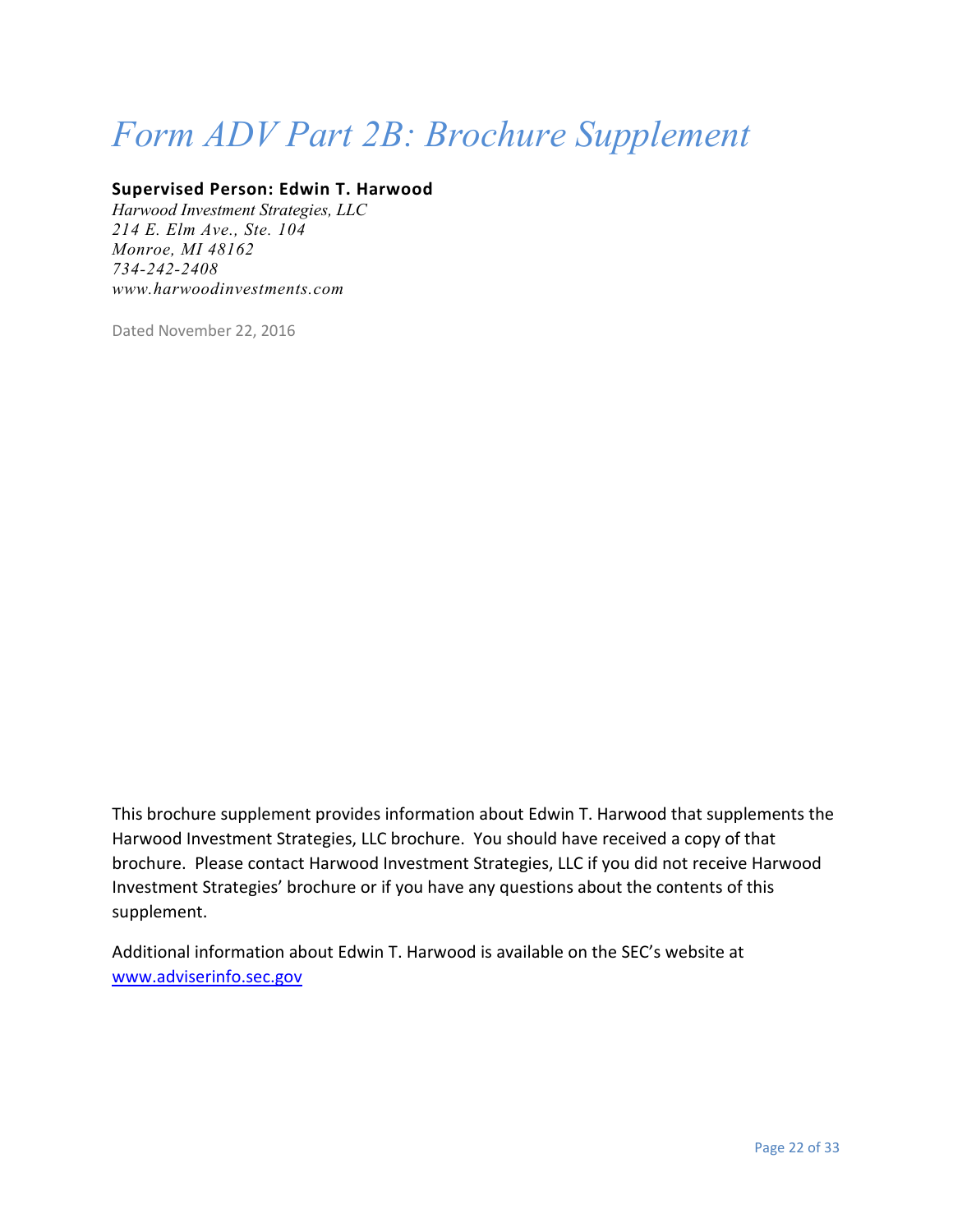# *Form ADV Part 2B: Brochure Supplement*

**Supervised Person: Edwin T. Harwood**

*Harwood Investment Strategies, LLC*
*214 E. Elm Ave., Ste. 104*
*Monroe, MI 48162*
*734-242-2408*
*www.harwoodinvestments.com*

Dated November 22, 2016

This brochure supplement provides information about Edwin T. Harwood that supplements the Harwood Investment Strategies, LLC brochure. You should have received a copy of that brochure. Please contact Harwood Investment Strategies, LLC if you did not receive Harwood Investment Strategies' brochure or if you have any questions about the contents of this supplement.

Additional information about Edwin T. Harwood is available on the SEC's website at [www.adviserinfo.sec.gov](http://www.adviserinfo.sec.gov)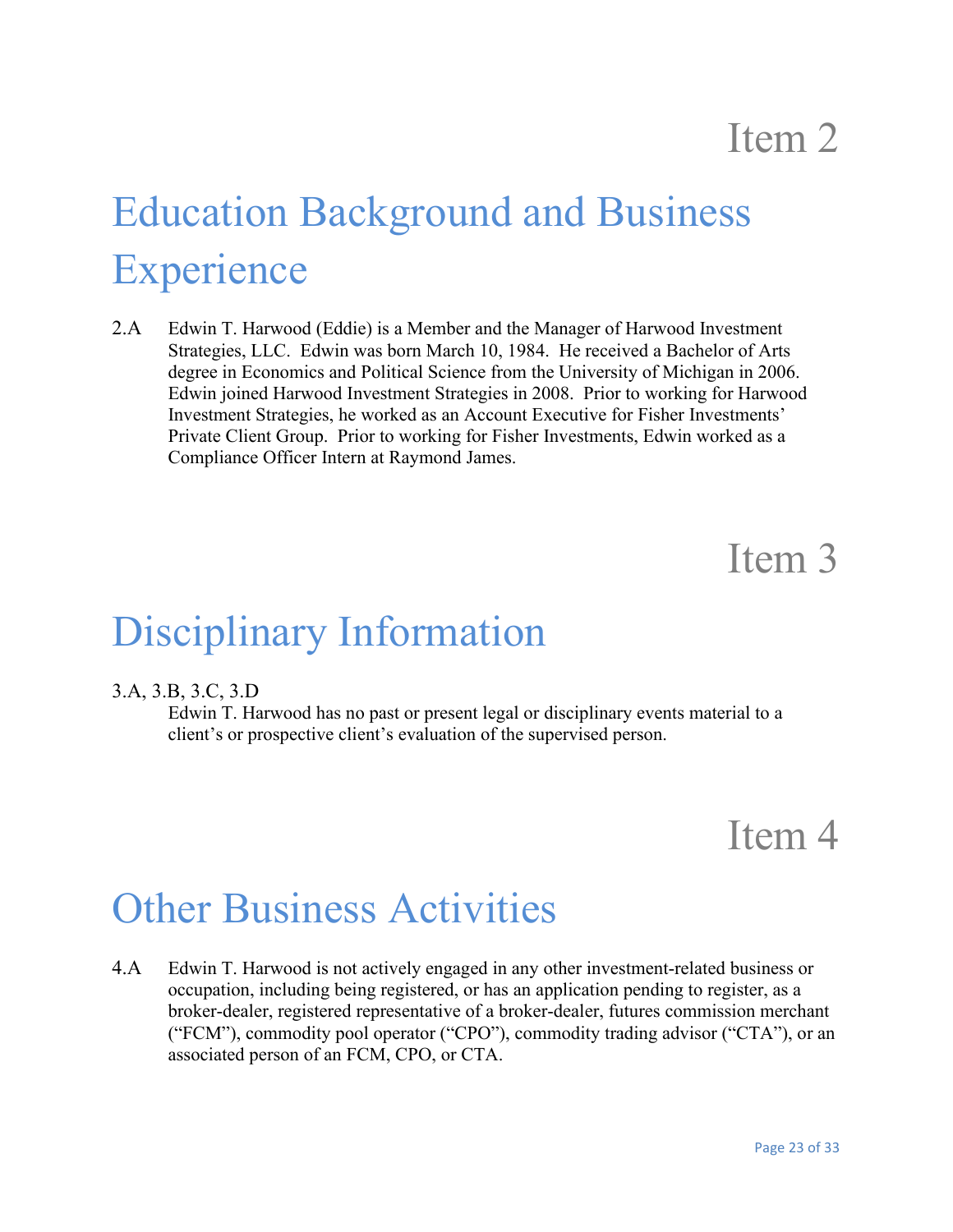Item 2

# Education Background and Business Experience

2.A Edwin T. Harwood (Eddie) is a Member and the Manager of Harwood Investment Strategies, LLC. Edwin was born March 10, 1984. He received a Bachelor of Arts degree in Economics and Political Science from the University of Michigan in 2006. Edwin joined Harwood Investment Strategies in 2008. Prior to working for Harwood Investment Strategies, he worked as an Account Executive for Fisher Investments' Private Client Group. Prior to working for Fisher Investments, Edwin worked as a Compliance Officer Intern at Raymond James.

Item 3

# Disciplinary Information

3.A, 3.B, 3.C, 3.D

Edwin T. Harwood has no past or present legal or disciplinary events material to a client's or prospective client's evaluation of the supervised person.

Item 4

# Other Business Activities

4.A Edwin T. Harwood is not actively engaged in any other investment-related business or occupation, including being registered, or has an application pending to register, as a broker-dealer, registered representative of a broker-dealer, futures commission merchant ("FCM"), commodity pool operator ("CPO"), commodity trading advisor ("CTA"), or an associated person of an FCM, CPO, or CTA.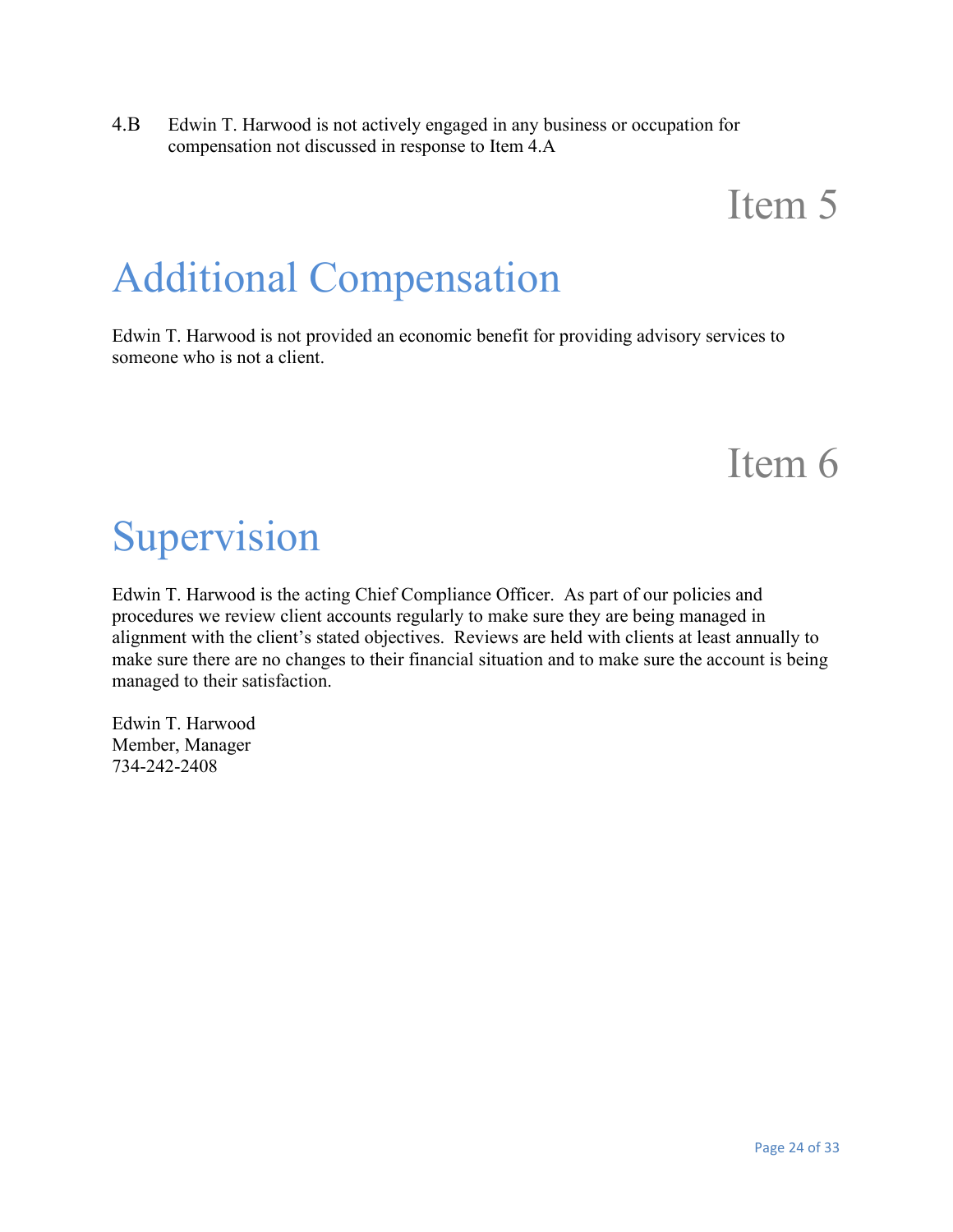4.B Edwin T. Harwood is not actively engaged in any business or occupation for compensation not discussed in response to Item 4.A

Item 5

# Additional Compensation

Edwin T. Harwood is not provided an economic benefit for providing advisory services to someone who is not a client.

Item 6

# Supervision

Edwin T. Harwood is the acting Chief Compliance Officer. As part of our policies and procedures we review client accounts regularly to make sure they are being managed in alignment with the client's stated objectives. Reviews are held with clients at least annually to make sure there are no changes to their financial situation and to make sure the account is being managed to their satisfaction.

Edwin T. Harwood  
Member, Manager  
734-242-2408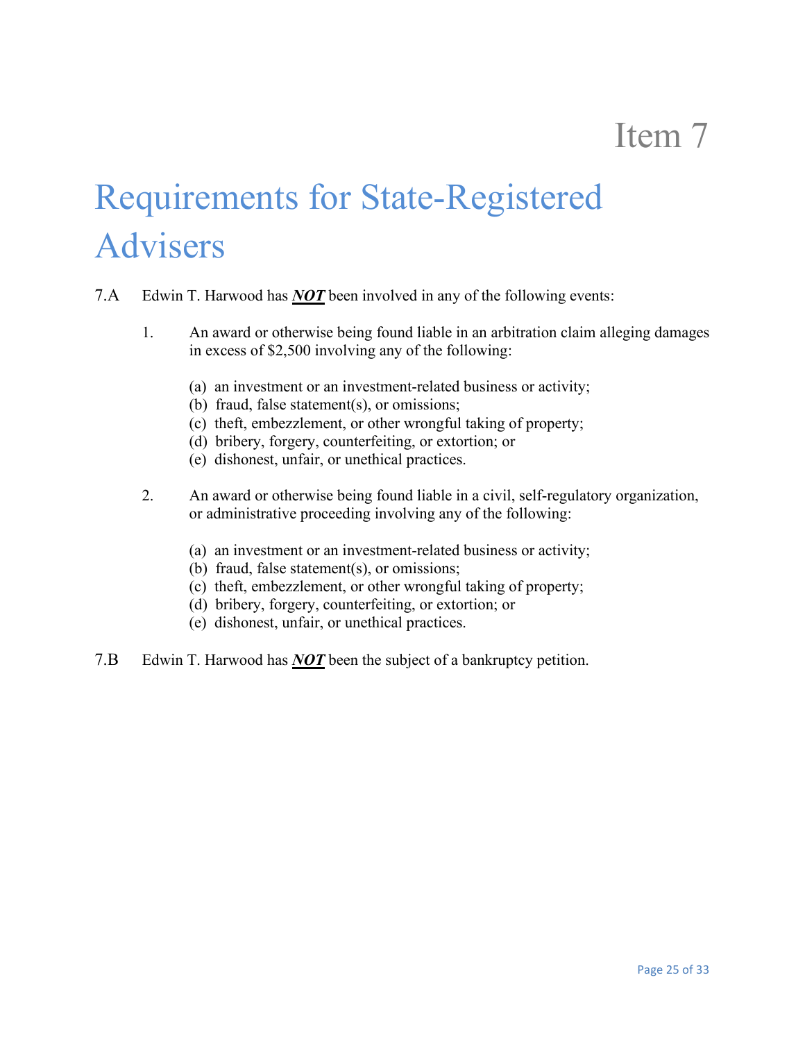# Item 7

# Requirements for State-Registered Advisers

7.A Edwin T. Harwood has ***NOT*** been involved in any of the following events:

1. An award or otherwise being found liable in an arbitration claim alleging damages in excess of $2,500 involving any of the following:

   (a) an investment or an investment-related business or activity;
   (b) fraud, false statement(s), or omissions;
   (c) theft, embezzlement, or other wrongful taking of property;
   (d) bribery, forgery, counterfeiting, or extortion; or
   (e) dishonest, unfair, or unethical practices.

2. An award or otherwise being found liable in a civil, self-regulatory organization, or administrative proceeding involving any of the following:

   (a) an investment or an investment-related business or activity;
   (b) fraud, false statement(s), or omissions;
   (c) theft, embezzlement, or other wrongful taking of property;
   (d) bribery, forgery, counterfeiting, or extortion; or
   (e) dishonest, unfair, or unethical practices.

7.B Edwin T. Harwood has ***NOT*** been the subject of a bankruptcy petition.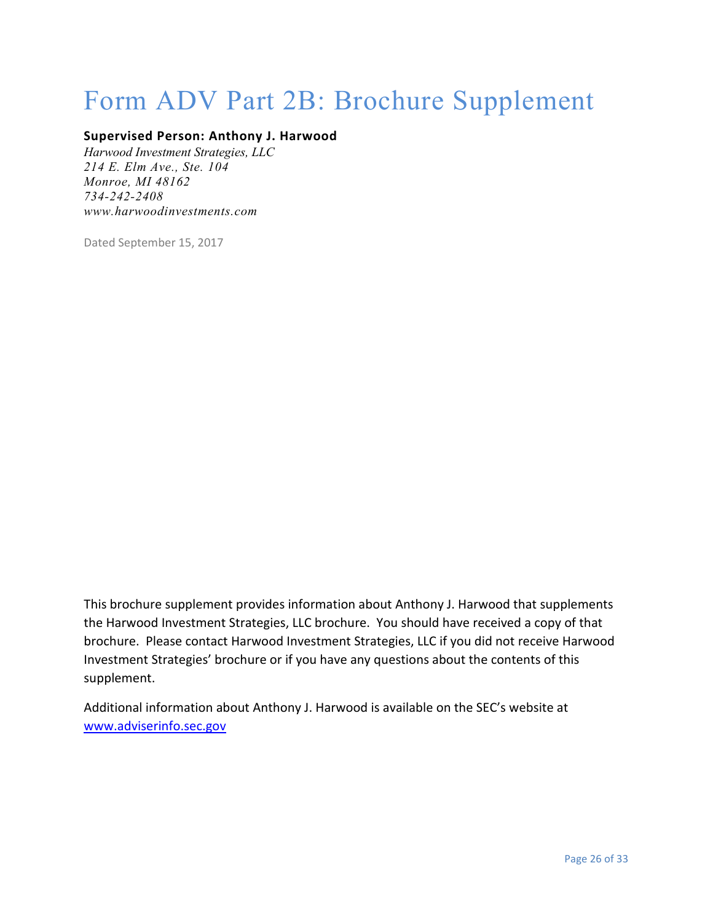# Form ADV Part 2B: Brochure Supplement

**Supervised Person: Anthony J. Harwood**

*Harwood Investment Strategies, LLC*
*214 E. Elm Ave., Ste. 104*
*Monroe, MI 48162*
*734-242-2408*
*www.harwoodinvestments.com*

Dated September 15, 2017

This brochure supplement provides information about Anthony J. Harwood that supplements the Harwood Investment Strategies, LLC brochure. You should have received a copy of that brochure. Please contact Harwood Investment Strategies, LLC if you did not receive Harwood Investment Strategies' brochure or if you have any questions about the contents of this supplement.

Additional information about Anthony J. Harwood is available on the SEC's website at [www.adviserinfo.sec.gov](http://www.adviserinfo.sec.gov)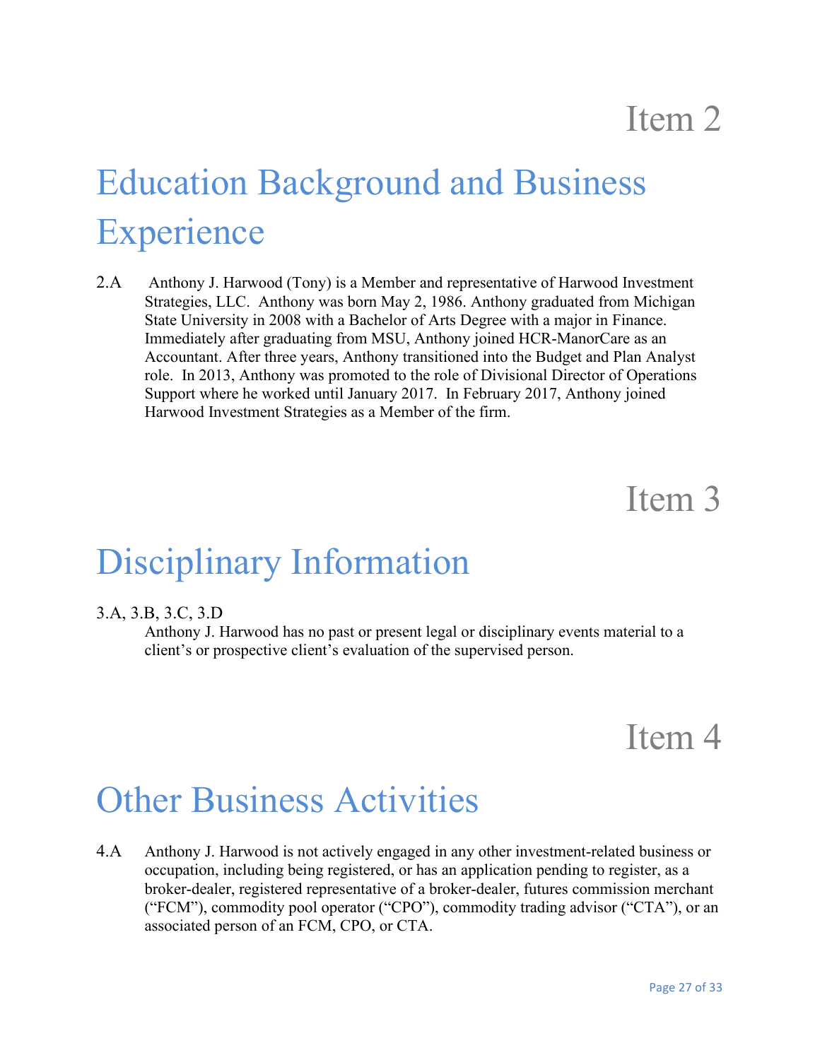# Item 2

## Education Background and Business Experience

2.A Anthony J. Harwood (Tony) is a Member and representative of Harwood Investment Strategies, LLC. Anthony was born May 2, 1986. Anthony graduated from Michigan State University in 2008 with a Bachelor of Arts Degree with a major in Finance. Immediately after graduating from MSU, Anthony joined HCR-ManorCare as an Accountant. After three years, Anthony transitioned into the Budget and Plan Analyst role. In 2013, Anthony was promoted to the role of Divisional Director of Operations Support where he worked until January 2017. In February 2017, Anthony joined Harwood Investment Strategies as a Member of the firm.

# Item 3

## Disciplinary Information

3.A, 3.B, 3.C, 3.D
Anthony J. Harwood has no past or present legal or disciplinary events material to a client's or prospective client's evaluation of the supervised person.

# Item 4

## Other Business Activities

4.A Anthony J. Harwood is not actively engaged in any other investment-related business or occupation, including being registered, or has an application pending to register, as a broker-dealer, registered representative of a broker-dealer, futures commission merchant ("FCM"), commodity pool operator ("CPO"), commodity trading advisor ("CTA"), or an associated person of an FCM, CPO, or CTA.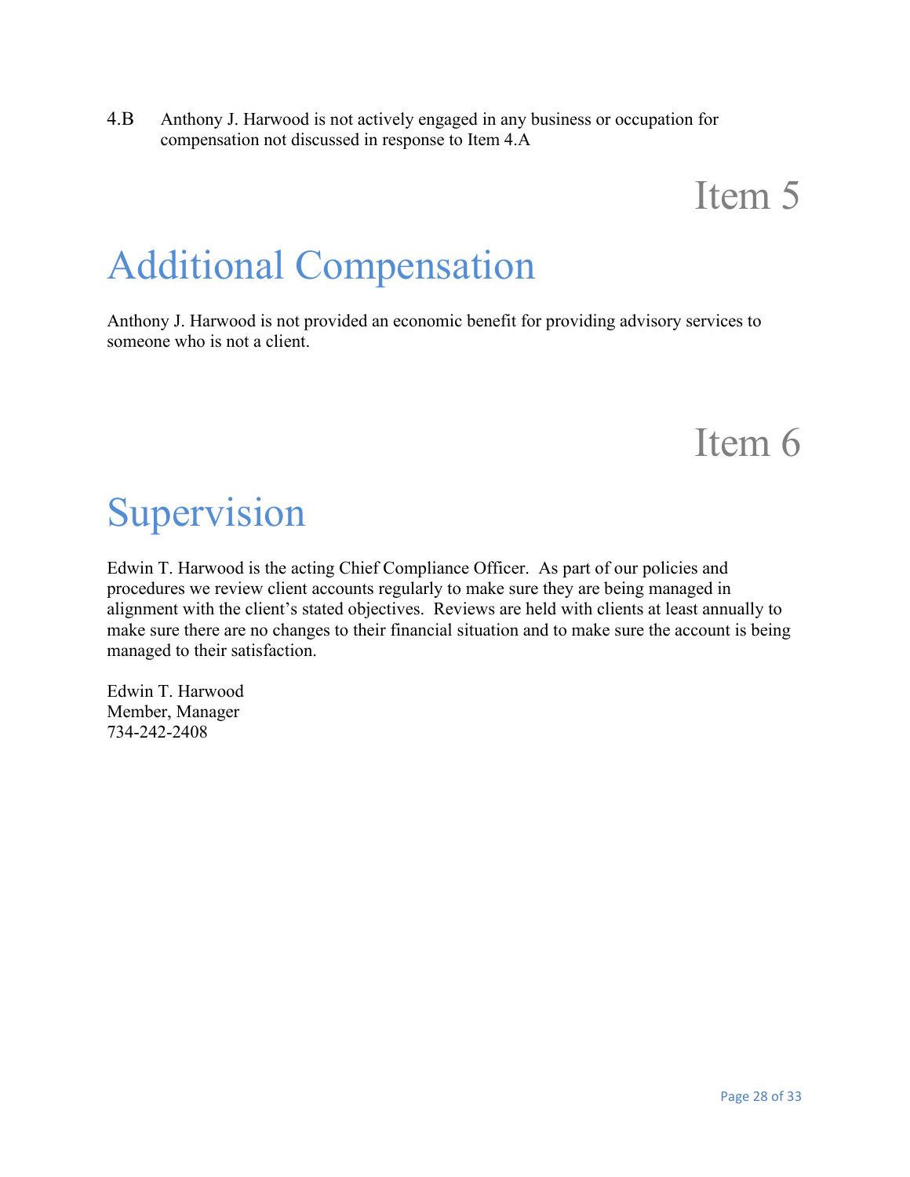4.B Anthony J. Harwood is not actively engaged in any business or occupation for compensation not discussed in response to Item 4.A

Item 5

# Additional Compensation

Anthony J. Harwood is not provided an economic benefit for providing advisory services to someone who is not a client.

Item 6

# Supervision

Edwin T. Harwood is the acting Chief Compliance Officer. As part of our policies and procedures we review client accounts regularly to make sure they are being managed in alignment with the client's stated objectives. Reviews are held with clients at least annually to make sure there are no changes to their financial situation and to make sure the account is being managed to their satisfaction.

Edwin T. Harwood
Member, Manager
734-242-2408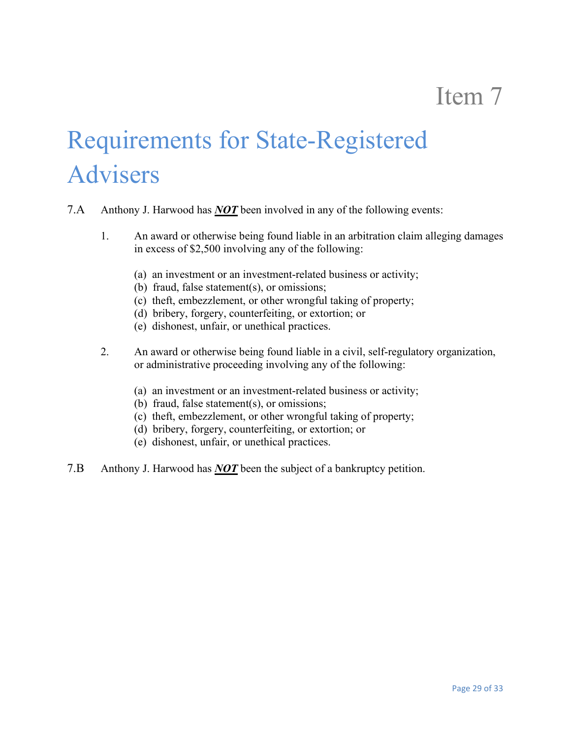# Item 7

# Requirements for State-Registered Advisers

7.A Anthony J. Harwood has ***NOT*** been involved in any of the following events:

1. An award or otherwise being found liable in an arbitration claim alleging damages in excess of $2,500 involving any of the following:

   (a) an investment or an investment-related business or activity;
   (b) fraud, false statement(s), or omissions;
   (c) theft, embezzlement, or other wrongful taking of property;
   (d) bribery, forgery, counterfeiting, or extortion; or
   (e) dishonest, unfair, or unethical practices.

2. An award or otherwise being found liable in a civil, self-regulatory organization, or administrative proceeding involving any of the following:

   (a) an investment or an investment-related business or activity;
   (b) fraud, false statement(s), or omissions;
   (c) theft, embezzlement, or other wrongful taking of property;
   (d) bribery, forgery, counterfeiting, or extortion; or
   (e) dishonest, unfair, or unethical practices.

7.B Anthony J. Harwood has ***NOT*** been the subject of a bankruptcy petition.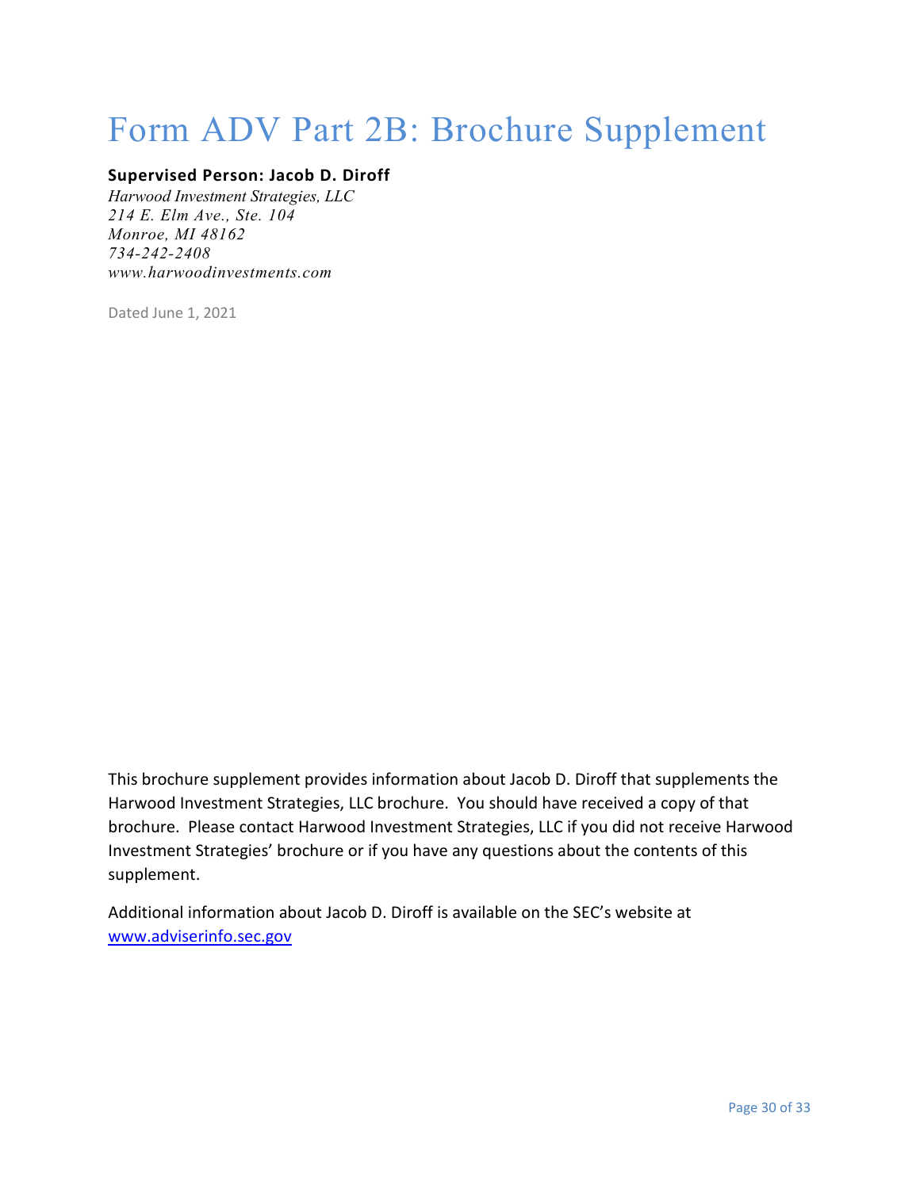# Form ADV Part 2B: Brochure Supplement

**Supervised Person: Jacob D. Diroff**

*Harwood Investment Strategies, LLC*
*214 E. Elm Ave., Ste. 104*
*Monroe, MI 48162*
*734-242-2408*
*www.harwoodinvestments.com*

Dated June 1, 2021

This brochure supplement provides information about Jacob D. Diroff that supplements the Harwood Investment Strategies, LLC brochure. You should have received a copy of that brochure. Please contact Harwood Investment Strategies, LLC if you did not receive Harwood Investment Strategies' brochure or if you have any questions about the contents of this supplement.

Additional information about Jacob D. Diroff is available on the SEC's website at [www.adviserinfo.sec.gov](http://www.adviserinfo.sec.gov)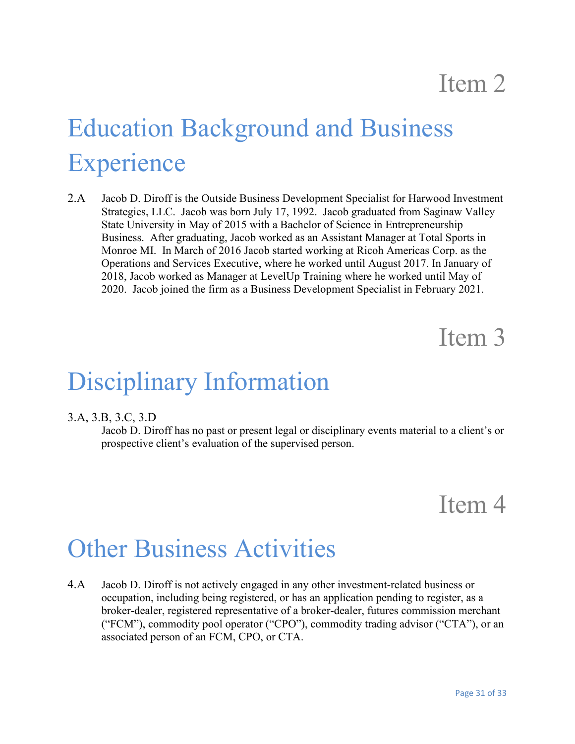Item 2

# Education Background and Business Experience

2.A Jacob D. Diroff is the Outside Business Development Specialist for Harwood Investment Strategies, LLC. Jacob was born July 17, 1992. Jacob graduated from Saginaw Valley State University in May of 2015 with a Bachelor of Science in Entrepreneurship Business. After graduating, Jacob worked as an Assistant Manager at Total Sports in Monroe MI. In March of 2016 Jacob started working at Ricoh Americas Corp. as the Operations and Services Executive, where he worked until August 2017. In January of 2018, Jacob worked as Manager at LevelUp Training where he worked until May of 2020. Jacob joined the firm as a Business Development Specialist in February 2021.

Item 3

# Disciplinary Information

3.A, 3.B, 3.C, 3.D
Jacob D. Diroff has no past or present legal or disciplinary events material to a client's or prospective client's evaluation of the supervised person.

Item 4

# Other Business Activities

4.A Jacob D. Diroff is not actively engaged in any other investment-related business or occupation, including being registered, or has an application pending to register, as a broker-dealer, registered representative of a broker-dealer, futures commission merchant ("FCM"), commodity pool operator ("CPO"), commodity trading advisor ("CTA"), or an associated person of an FCM, CPO, or CTA.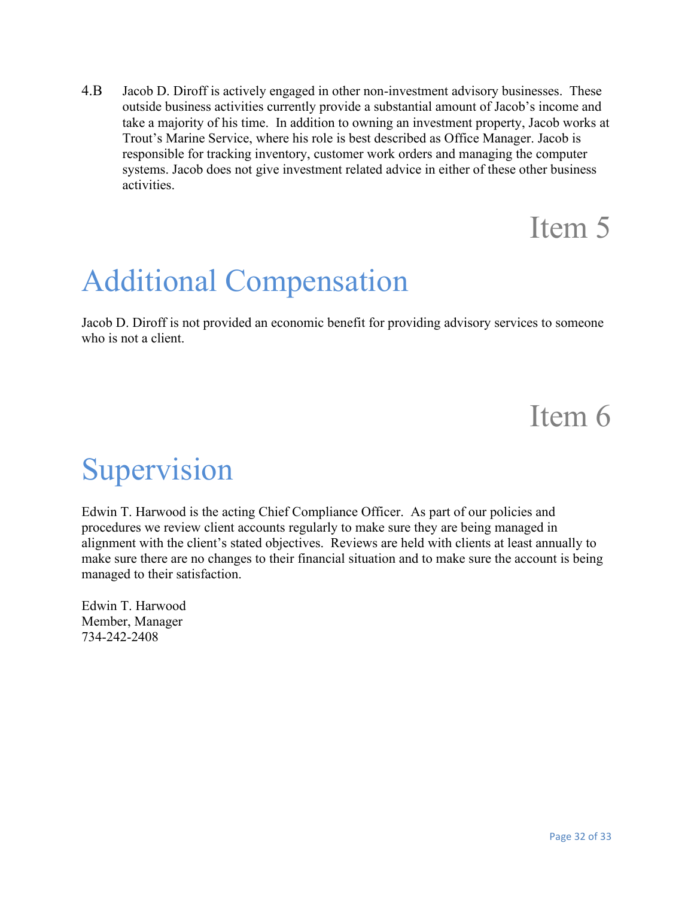4.B Jacob D. Diroff is actively engaged in other non-investment advisory businesses. These outside business activities currently provide a substantial amount of Jacob's income and take a majority of his time. In addition to owning an investment property, Jacob works at Trout's Marine Service, where his role is best described as Office Manager. Jacob is responsible for tracking inventory, customer work orders and managing the computer systems. Jacob does not give investment related advice in either of these other business activities.

Item 5

# Additional Compensation

Jacob D. Diroff is not provided an economic benefit for providing advisory services to someone who is not a client.

Item 6

# Supervision

Edwin T. Harwood is the acting Chief Compliance Officer. As part of our policies and procedures we review client accounts regularly to make sure they are being managed in alignment with the client's stated objectives. Reviews are held with clients at least annually to make sure there are no changes to their financial situation and to make sure the account is being managed to their satisfaction.

Edwin T. Harwood
Member, Manager
734-242-2408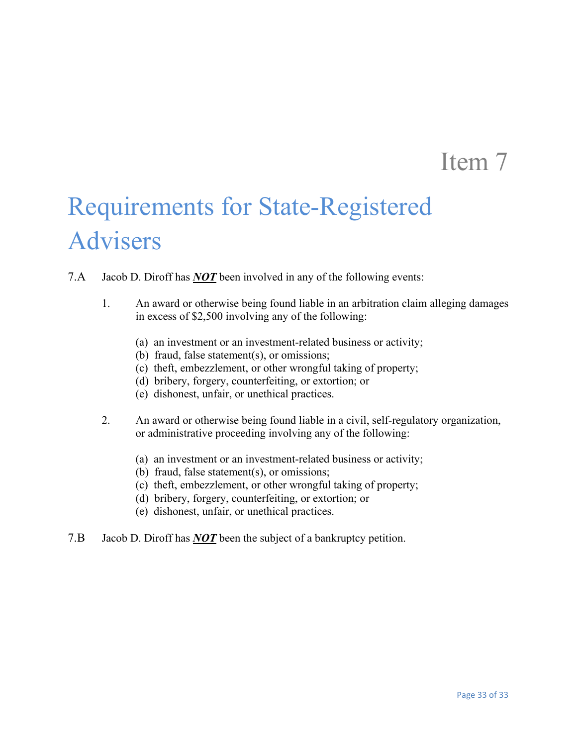# Item 7

# Requirements for State-Registered Advisers

7.A Jacob D. Diroff has ***NOT*** been involved in any of the following events:

1. An award or otherwise being found liable in an arbitration claim alleging damages in excess of $2,500 involving any of the following:

   (a) an investment or an investment-related business or activity;
   (b) fraud, false statement(s), or omissions;
   (c) theft, embezzlement, or other wrongful taking of property;
   (d) bribery, forgery, counterfeiting, or extortion; or
   (e) dishonest, unfair, or unethical practices.

2. An award or otherwise being found liable in a civil, self-regulatory organization, or administrative proceeding involving any of the following:

   (a) an investment or an investment-related business or activity;
   (b) fraud, false statement(s), or omissions;
   (c) theft, embezzlement, or other wrongful taking of property;
   (d) bribery, forgery, counterfeiting, or extortion; or
   (e) dishonest, unfair, or unethical practices.

7.B Jacob D. Diroff has ***NOT*** been the subject of a bankruptcy petition.